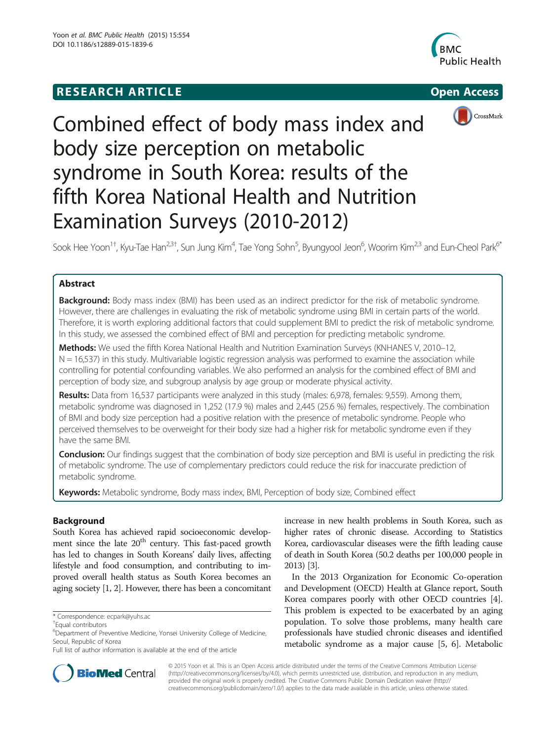RESEARCH ARTICLE

Open Access

# Combined effect of body mass index and body size perception on metabolic syndrome in South Korea: results of the fifth Korea National Health and Nutrition Examination Surveys (2010-2012)

Sook Hee Yoon[1†], Kyu-Tae Han[2,3†], Sun Jung Kim[4], Tae Yong Sohn[5], Byungyool Jeon[6], Woorim Kim[2,3] and Eun-Cheol Park[6*]

## Abstract

**Background:** Body mass index (BMI) has been used as an indirect predictor for the risk of metabolic syndrome. However, there are challenges in evaluating the risk of metabolic syndrome using BMI in certain parts of the world. Therefore, it is worth exploring additional factors that could supplement BMI to predict the risk of metabolic syndrome. In this study, we assessed the combined effect of BMI and perception for predicting metabolic syndrome.

**Methods:** We used the fifth Korea National Health and Nutrition Examination Surveys (KNHANES V, 2010–12, N = 16,537) in this study. Multivariable logistic regression analysis was performed to examine the association while controlling for potential confounding variables. We also performed an analysis for the combined effect of BMI and perception of body size, and subgroup analysis by age group or moderate physical activity.

**Results:** Data from 16,537 participants were analyzed in this study (males: 6,978, females: 9,559). Among them, metabolic syndrome was diagnosed in 1,252 (17.9 %) males and 2,445 (25.6 %) females, respectively. The combination of BMI and body size perception had a positive relation with the presence of metabolic syndrome. People who perceived themselves to be overweight for their body size had a higher risk for metabolic syndrome even if they have the same BMI.

**Conclusion:** Our findings suggest that the combination of body size perception and BMI is useful in predicting the risk of metabolic syndrome. The use of complementary predictors could reduce the risk for inaccurate prediction of metabolic syndrome.

**Keywords:** Metabolic syndrome, Body mass index, BMI, Perception of body size, Combined effect

## Background

South Korea has achieved rapid socioeconomic development since the late 20[th] century. This fast-paced growth has led to changes in South Koreans' daily lives, affecting lifestyle and food consumption, and contributing to improved overall health status as South Korea becomes an aging society [1, 2]. However, there has been a concomitant increase in new health problems in South Korea, such as higher rates of chronic disease. According to Statistics Korea, cardiovascular diseases were the fifth leading cause of death in South Korea (50.2 deaths per 100,000 people in 2013) [3].

In the 2013 Organization for Economic Co-operation and Development (OECD) Health at Glance report, South Korea compares poorly with other OECD countries [4]. This problem is expected to be exacerbated by an aging population. To solve those problems, many health care professionals have studied chronic diseases and identified metabolic syndrome as a major cause [5, 6]. Metabolic

\* Correspondence: ecpark@yuhs.ac
[†]Equal contributors
[6]Department of Preventive Medicine, Yonsei University College of Medicine, Seoul, Republic of Korea
Full list of author information is available at the end of the article

© 2015 Yoon et al. This is an Open Access article distributed under the terms of the Creative Commons Attribution License (http://creativecommons.org/licenses/by/4.0), which permits unrestricted use, distribution, and reproduction in any medium, provided the original work is properly credited. The Creative Commons Public Domain Dedication waiver (http://creativecommons.org/publicdomain/zero/1.0/) applies to the data made available in this article, unless otherwise stated.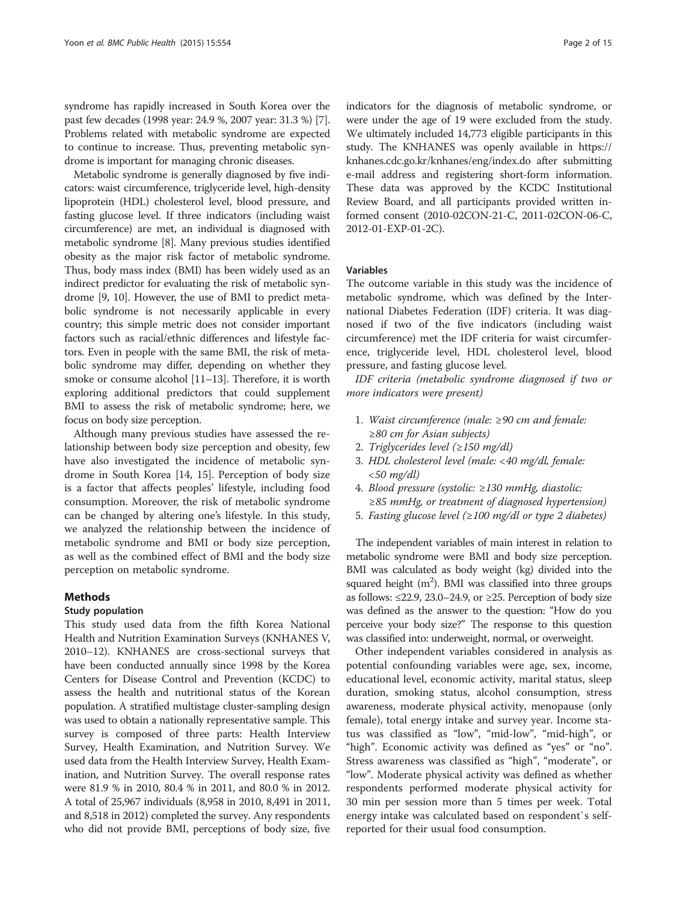syndrome has rapidly increased in South Korea over the past few decades (1998 year: 24.9 %, 2007 year: 31.3 %) [7]. Problems related with metabolic syndrome are expected to continue to increase. Thus, preventing metabolic syndrome is important for managing chronic diseases.

Metabolic syndrome is generally diagnosed by five indicators: waist circumference, triglyceride level, high-density lipoprotein (HDL) cholesterol level, blood pressure, and fasting glucose level. If three indicators (including waist circumference) are met, an individual is diagnosed with metabolic syndrome [8]. Many previous studies identified obesity as the major risk factor of metabolic syndrome. Thus, body mass index (BMI) has been widely used as an indirect predictor for evaluating the risk of metabolic syndrome [9, 10]. However, the use of BMI to predict metabolic syndrome is not necessarily applicable in every country; this simple metric does not consider important factors such as racial/ethnic differences and lifestyle factors. Even in people with the same BMI, the risk of metabolic syndrome may differ, depending on whether they smoke or consume alcohol [11–13]. Therefore, it is worth exploring additional predictors that could supplement BMI to assess the risk of metabolic syndrome; here, we focus on body size perception.

Although many previous studies have assessed the relationship between body size perception and obesity, few have also investigated the incidence of metabolic syndrome in South Korea [14, 15]. Perception of body size is a factor that affects peoples' lifestyle, including food consumption. Moreover, the risk of metabolic syndrome can be changed by altering one's lifestyle. In this study, we analyzed the relationship between the incidence of metabolic syndrome and BMI or body size perception, as well as the combined effect of BMI and the body size perception on metabolic syndrome.

## Methods

### Study population

This study used data from the fifth Korea National Health and Nutrition Examination Surveys (KNHANES V, 2010–12). KNHANES are cross-sectional surveys that have been conducted annually since 1998 by the Korea Centers for Disease Control and Prevention (KCDC) to assess the health and nutritional status of the Korean population. A stratified multistage cluster-sampling design was used to obtain a nationally representative sample. This survey is composed of three parts: Health Interview Survey, Health Examination, and Nutrition Survey. We used data from the Health Interview Survey, Health Examination, and Nutrition Survey. The overall response rates were 81.9 % in 2010, 80.4 % in 2011, and 80.0 % in 2012. A total of 25,967 individuals (8,958 in 2010, 8,491 in 2011, and 8,518 in 2012) completed the survey. Any respondents who did not provide BMI, perceptions of body size, five indicators for the diagnosis of metabolic syndrome, or were under the age of 19 were excluded from the study. We ultimately included 14,773 eligible participants in this study. The KNHANES was openly available in https://knhanes.cdc.go.kr/knhanes/eng/index.do after submitting e-mail address and registering short-form information. These data was approved by the KCDC Institutional Review Board, and all participants provided written informed consent (2010-02CON-21-C, 2011-02CON-06-C, 2012-01-EXP-01-2C).

### Variables

The outcome variable in this study was the incidence of metabolic syndrome, which was defined by the International Diabetes Federation (IDF) criteria. It was diagnosed if two of the five indicators (including waist circumference) met the IDF criteria for waist circumference, triglyceride level, HDL cholesterol level, blood pressure, and fasting glucose level.

*IDF criteria (metabolic syndrome diagnosed if two or more indicators were present)*

1. *Waist circumference (male: ≥90 cm and female: ≥80 cm for Asian subjects)*
2. *Triglycerides level (≥150 mg/dl)*
3. *HDL cholesterol level (male: <40 mg/dl, female: <50 mg/dl)*
4. *Blood pressure (systolic: ≥130 mmHg, diastolic: ≥85 mmHg, or treatment of diagnosed hypertension)*
5. *Fasting glucose level (≥100 mg/dl or type 2 diabetes)*

The independent variables of main interest in relation to metabolic syndrome were BMI and body size perception. BMI was calculated as body weight (kg) divided into the squared height ($m^2$). BMI was classified into three groups as follows: ≤22.9, 23.0–24.9, or ≥25. Perception of body size was defined as the answer to the question: "How do you perceive your body size?" The response to this question was classified into: underweight, normal, or overweight.

Other independent variables considered in analysis as potential confounding variables were age, sex, income, educational level, economic activity, marital status, sleep duration, smoking status, alcohol consumption, stress awareness, moderate physical activity, menopause (only female), total energy intake and survey year. Income status was classified as "low", "mid-low", "mid-high", or "high". Economic activity was defined as "yes" or "no". Stress awareness was classified as "high", "moderate", or "low". Moderate physical activity was defined as whether respondents performed moderate physical activity for 30 min per session more than 5 times per week. Total energy intake was calculated based on respondent`s self-reported for their usual food consumption.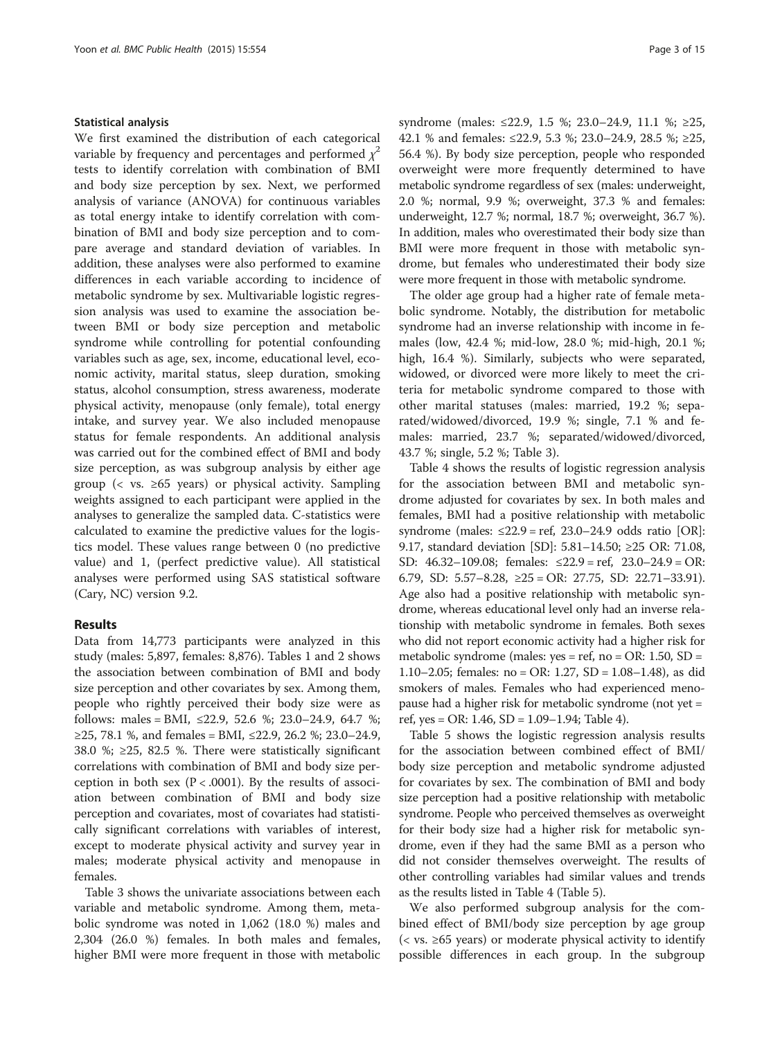### Statistical analysis

We first examined the distribution of each categorical variable by frequency and percentages and performed $\chi^2$ tests to identify correlation with combination of BMI and body size perception by sex. Next, we performed analysis of variance (ANOVA) for continuous variables as total energy intake to identify correlation with combination of BMI and body size perception and to compare average and standard deviation of variables. In addition, these analyses were also performed to examine differences in each variable according to incidence of metabolic syndrome by sex. Multivariable logistic regression analysis was used to examine the association between BMI or body size perception and metabolic syndrome while controlling for potential confounding variables such as age, sex, income, educational level, economic activity, marital status, sleep duration, smoking status, alcohol consumption, stress awareness, moderate physical activity, menopause (only female), total energy intake, and survey year. We also included menopause status for female respondents. An additional analysis was carried out for the combined effect of BMI and body size perception, as was subgroup analysis by either age group (< vs. ≥65 years) or physical activity. Sampling weights assigned to each participant were applied in the analyses to generalize the sampled data. C-statistics were calculated to examine the predictive values for the logistics model. These values range between 0 (no predictive value) and 1, (perfect predictive value). All statistical analyses were performed using SAS statistical software (Cary, NC) version 9.2.

## Results

Data from 14,773 participants were analyzed in this study (males: 5,897, females: 8,876). Tables 1 and 2 shows the association between combination of BMI and body size perception and other covariates by sex. Among them, people who rightly perceived their body size were as follows: males = BMI, ≤22.9, 52.6 %; 23.0–24.9, 64.7 %; ≥25, 78.1 %, and females = BMI, ≤22.9, 26.2 %; 23.0–24.9, 38.0 %; ≥25, 82.5 %. There were statistically significant correlations with combination of BMI and body size perception in both sex (P < .0001). By the results of association between combination of BMI and body size perception and covariates, most of covariates had statistically significant correlations with variables of interest, except to moderate physical activity and survey year in males; moderate physical activity and menopause in females.

Table 3 shows the univariate associations between each variable and metabolic syndrome. Among them, metabolic syndrome was noted in 1,062 (18.0 %) males and 2,304 (26.0 %) females. In both males and females, higher BMI were more frequent in those with metabolic syndrome (males: ≤22.9, 1.5 %; 23.0–24.9, 11.1 %; ≥25, 42.1 % and females: ≤22.9, 5.3 %; 23.0–24.9, 28.5 %; ≥25, 56.4 %). By body size perception, people who responded overweight were more frequently determined to have metabolic syndrome regardless of sex (males: underweight, 2.0 %; normal, 9.9 %; overweight, 37.3 % and females: underweight, 12.7 %; normal, 18.7 %; overweight, 36.7 %). In addition, males who overestimated their body size than BMI were more frequent in those with metabolic syndrome, but females who underestimated their body size were more frequent in those with metabolic syndrome.

The older age group had a higher rate of female metabolic syndrome. Notably, the distribution for metabolic syndrome had an inverse relationship with income in females (low, 42.4 %; mid-low, 28.0 %; mid-high, 20.1 %; high, 16.4 %). Similarly, subjects who were separated, widowed, or divorced were more likely to meet the criteria for metabolic syndrome compared to those with other marital statuses (males: married, 19.2 %; separated/widowed/divorced, 19.9 %; single, 7.1 % and females: married, 23.7 %; separated/widowed/divorced, 43.7 %; single, 5.2 %; Table 3).

Table 4 shows the results of logistic regression analysis for the association between BMI and metabolic syndrome adjusted for covariates by sex. In both males and females, BMI had a positive relationship with metabolic syndrome (males: ≤22.9 = ref, 23.0–24.9 odds ratio [OR]: 9.17, standard deviation [SD]: 5.81–14.50; ≥25 OR: 71.08, SD: 46.32–109.08; females: ≤22.9 = ref, 23.0–24.9 = OR: 6.79, SD: 5.57–8.28, ≥25 = OR: 27.75, SD: 22.71–33.91). Age also had a positive relationship with metabolic syndrome, whereas educational level only had an inverse relationship with metabolic syndrome in females. Both sexes who did not report economic activity had a higher risk for metabolic syndrome (males: yes = ref, no = OR: 1.50, SD = 1.10–2.05; females: no = OR: 1.27, SD = 1.08–1.48), as did smokers of males. Females who had experienced menopause had a higher risk for metabolic syndrome (not yet = ref, yes = OR: 1.46, SD = 1.09–1.94; Table 4).

Table 5 shows the logistic regression analysis results for the association between combined effect of BMI/body size perception and metabolic syndrome adjusted for covariates by sex. The combination of BMI and body size perception had a positive relationship with metabolic syndrome. People who perceived themselves as overweight for their body size had a higher risk for metabolic syndrome, even if they had the same BMI as a person who did not consider themselves overweight. The results of other controlling variables had similar values and trends as the results listed in Table 4 (Table 5).

We also performed subgroup analysis for the combined effect of BMI/body size perception by age group (< vs. ≥65 years) or moderate physical activity to identify possible differences in each group. In the subgroup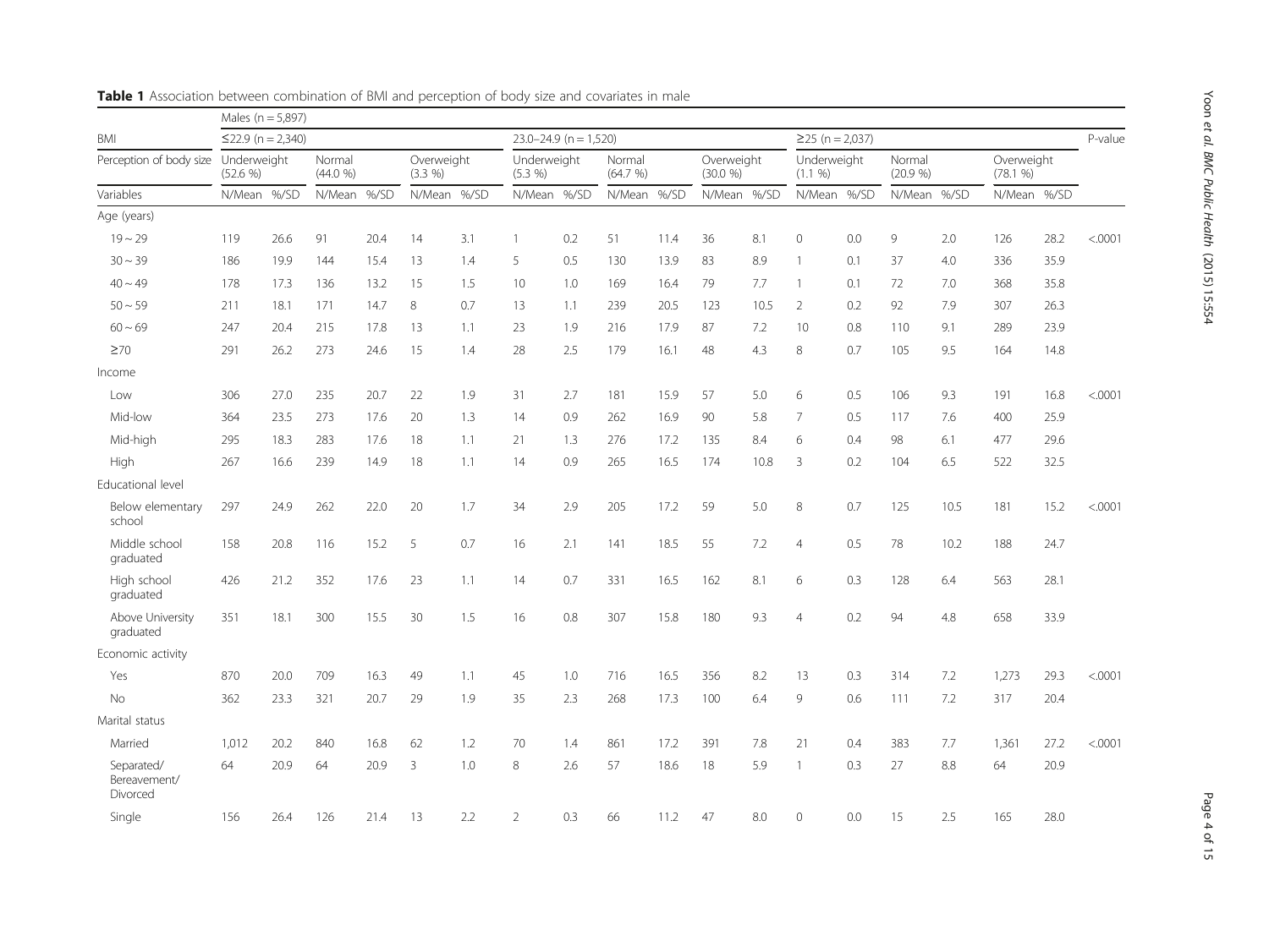**Table 1** Association between combination of BMI and perception of body size and covariates in male

| | Males (n = 5,897) | | | | | | | | | | | | | | | | | | |
|---|---|---|---|---|---|---|---|---|---|---|---|---|---|---|---|---|---|---|---|
| BMI | ≤22.9 (n = 2,340) | | | | | | 23.0–24.9 (n = 1,520) | | | | | | ≥25 (n = 2,037) | | | | | | P-value |
| Perception of body size | Underweight (52.6 %) | | Normal (44.0 %) | | Overweight (3.3 %) | | Underweight (5.3 %) | | Normal (64.7 %) | | Overweight (30.0 %) | | Underweight (1.1 %) | | Normal (20.9 %) | | Overweight (78.1 %) | | |
| Variables | N/Mean | %/SD | N/Mean | %/SD | N/Mean | %/SD | N/Mean | %/SD | N/Mean | %/SD | N/Mean | %/SD | N/Mean | %/SD | N/Mean | %/SD | N/Mean | %/SD | |
| Age (years) | | | | | | | | | | | | | | | | | | | |
| 19 ~ 29 | 119 | 26.6 | 91 | 20.4 | 14 | 3.1 | 1 | 0.2 | 51 | 11.4 | 36 | 8.1 | 0 | 0.0 | 9 | 2.0 | 126 | 28.2 | <.0001 |
| 30 ~ 39 | 186 | 19.9 | 144 | 15.4 | 13 | 1.4 | 5 | 0.5 | 130 | 13.9 | 83 | 8.9 | 1 | 0.1 | 37 | 4.0 | 336 | 35.9 | |
| 40 ~ 49 | 178 | 17.3 | 136 | 13.2 | 15 | 1.5 | 10 | 1.0 | 169 | 16.4 | 79 | 7.7 | 1 | 0.1 | 72 | 7.0 | 368 | 35.8 | |
| 50 ~ 59 | 211 | 18.1 | 171 | 14.7 | 8 | 0.7 | 13 | 1.1 | 239 | 20.5 | 123 | 10.5 | 2 | 0.2 | 92 | 7.9 | 307 | 26.3 | |
| 60 ~ 69 | 247 | 20.4 | 215 | 17.8 | 13 | 1.1 | 23 | 1.9 | 216 | 17.9 | 87 | 7.2 | 10 | 0.8 | 110 | 9.1 | 289 | 23.9 | |
| ≥70 | 291 | 26.2 | 273 | 24.6 | 15 | 1.4 | 28 | 2.5 | 179 | 16.1 | 48 | 4.3 | 8 | 0.7 | 105 | 9.5 | 164 | 14.8 | |
| Income | | | | | | | | | | | | | | | | | | | |
| Low | 306 | 27.0 | 235 | 20.7 | 22 | 1.9 | 31 | 2.7 | 181 | 15.9 | 57 | 5.0 | 6 | 0.5 | 106 | 9.3 | 191 | 16.8 | <.0001 |
| Mid-low | 364 | 23.5 | 273 | 17.6 | 20 | 1.3 | 14 | 0.9 | 262 | 16.9 | 90 | 5.8 | 7 | 0.5 | 117 | 7.6 | 400 | 25.9 | |
| Mid-high | 295 | 18.3 | 283 | 17.6 | 18 | 1.1 | 21 | 1.3 | 276 | 17.2 | 135 | 8.4 | 6 | 0.4 | 98 | 6.1 | 477 | 29.6 | |
| High | 267 | 16.6 | 239 | 14.9 | 18 | 1.1 | 14 | 0.9 | 265 | 16.5 | 174 | 10.8 | 3 | 0.2 | 104 | 6.5 | 522 | 32.5 | |
| Educational level | | | | | | | | | | | | | | | | | | | |
| Below elementary school | 297 | 24.9 | 262 | 22.0 | 20 | 1.7 | 34 | 2.9 | 205 | 17.2 | 59 | 5.0 | 8 | 0.7 | 125 | 10.5 | 181 | 15.2 | <.0001 |
| Middle school graduated | 158 | 20.8 | 116 | 15.2 | 5 | 0.7 | 16 | 2.1 | 141 | 18.5 | 55 | 7.2 | 4 | 0.5 | 78 | 10.2 | 188 | 24.7 | |
| High school graduated | 426 | 21.2 | 352 | 17.6 | 23 | 1.1 | 14 | 0.7 | 331 | 16.5 | 162 | 8.1 | 6 | 0.3 | 128 | 6.4 | 563 | 28.1 | |
| Above University graduated | 351 | 18.1 | 300 | 15.5 | 30 | 1.5 | 16 | 0.8 | 307 | 15.8 | 180 | 9.3 | 4 | 0.2 | 94 | 4.8 | 658 | 33.9 | |
| Economic activity | | | | | | | | | | | | | | | | | | | |
| Yes | 870 | 20.0 | 709 | 16.3 | 49 | 1.1 | 45 | 1.0 | 716 | 16.5 | 356 | 8.2 | 13 | 0.3 | 314 | 7.2 | 1,273 | 29.3 | <.0001 |
| No | 362 | 23.3 | 321 | 20.7 | 29 | 1.9 | 35 | 2.3 | 268 | 17.3 | 100 | 6.4 | 9 | 0.6 | 111 | 7.2 | 317 | 20.4 | |
| Marital status | | | | | | | | | | | | | | | | | | | |
| Married | 1,012 | 20.2 | 840 | 16.8 | 62 | 1.2 | 70 | 1.4 | 861 | 17.2 | 391 | 7.8 | 21 | 0.4 | 383 | 7.7 | 1,361 | 27.2 | <.0001 |
| Separated/ Bereavement/ Divorced | 64 | 20.9 | 64 | 20.9 | 3 | 1.0 | 8 | 2.6 | 57 | 18.6 | 18 | 5.9 | 1 | 0.3 | 27 | 8.8 | 64 | 20.9 | |
| Single | 156 | 26.4 | 126 | 21.4 | 13 | 2.2 | 2 | 0.3 | 66 | 11.2 | 47 | 8.0 | 0 | 0.0 | 15 | 2.5 | 165 | 28.0 | |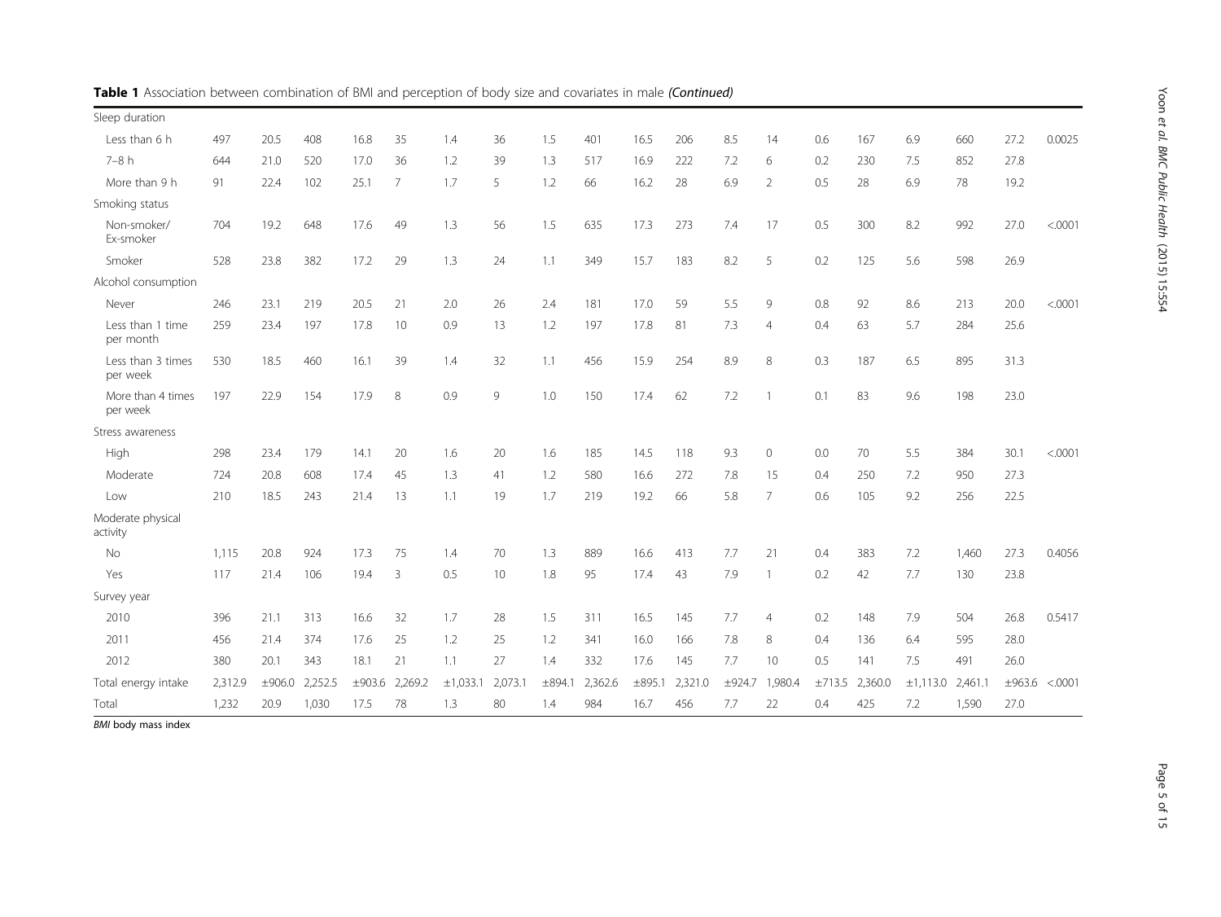**Table 1** Association between combination of BMI and perception of body size and covariates in male *(Continued)*

| | | | | | | | | | | | | | | | | | | | |
|---|---|---|---|---|---|---|---|---|---|---|---|---|---|---|---|---|---|---|---|
| Sleep duration | | | | | | | | | | | | | | | | | | | |
| Less than 6 h | 497 | 20.5 | 408 | 16.8 | 35 | 1.4 | 36 | 1.5 | 401 | 16.5 | 206 | 8.5 | 14 | 0.6 | 167 | 6.9 | 660 | 27.2 | 0.0025 |
| 7–8 h | 644 | 21.0 | 520 | 17.0 | 36 | 1.2 | 39 | 1.3 | 517 | 16.9 | 222 | 7.2 | 6 | 0.2 | 230 | 7.5 | 852 | 27.8 | |
| More than 9 h | 91 | 22.4 | 102 | 25.1 | 7 | 1.7 | 5 | 1.2 | 66 | 16.2 | 28 | 6.9 | 2 | 0.5 | 28 | 6.9 | 78 | 19.2 | |
| Smoking status | | | | | | | | | | | | | | | | | | | |
| Non-smoker/ Ex-smoker | 704 | 19.2 | 648 | 17.6 | 49 | 1.3 | 56 | 1.5 | 635 | 17.3 | 273 | 7.4 | 17 | 0.5 | 300 | 8.2 | 992 | 27.0 | <.0001 |
| Smoker | 528 | 23.8 | 382 | 17.2 | 29 | 1.3 | 24 | 1.1 | 349 | 15.7 | 183 | 8.2 | 5 | 0.2 | 125 | 5.6 | 598 | 26.9 | |
| Alcohol consumption | | | | | | | | | | | | | | | | | | | |
| Never | 246 | 23.1 | 219 | 20.5 | 21 | 2.0 | 26 | 2.4 | 181 | 17.0 | 59 | 5.5 | 9 | 0.8 | 92 | 8.6 | 213 | 20.0 | <.0001 |
| Less than 1 time per month | 259 | 23.4 | 197 | 17.8 | 10 | 0.9 | 13 | 1.2 | 197 | 17.8 | 81 | 7.3 | 4 | 0.4 | 63 | 5.7 | 284 | 25.6 | |
| Less than 3 times per week | 530 | 18.5 | 460 | 16.1 | 39 | 1.4 | 32 | 1.1 | 456 | 15.9 | 254 | 8.9 | 8 | 0.3 | 187 | 6.5 | 895 | 31.3 | |
| More than 4 times per week | 197 | 22.9 | 154 | 17.9 | 8 | 0.9 | 9 | 1.0 | 150 | 17.4 | 62 | 7.2 | 1 | 0.1 | 83 | 9.6 | 198 | 23.0 | |
| Stress awareness | | | | | | | | | | | | | | | | | | | |
| High | 298 | 23.4 | 179 | 14.1 | 20 | 1.6 | 20 | 1.6 | 185 | 14.5 | 118 | 9.3 | 0 | 0.0 | 70 | 5.5 | 384 | 30.1 | <.0001 |
| Moderate | 724 | 20.8 | 608 | 17.4 | 45 | 1.3 | 41 | 1.2 | 580 | 16.6 | 272 | 7.8 | 15 | 0.4 | 250 | 7.2 | 950 | 27.3 | |
| Low | 210 | 18.5 | 243 | 21.4 | 13 | 1.1 | 19 | 1.7 | 219 | 19.2 | 66 | 5.8 | 7 | 0.6 | 105 | 9.2 | 256 | 22.5 | |
| Moderate physical activity | | | | | | | | | | | | | | | | | | | |
| No | 1,115 | 20.8 | 924 | 17.3 | 75 | 1.4 | 70 | 1.3 | 889 | 16.6 | 413 | 7.7 | 21 | 0.4 | 383 | 7.2 | 1,460 | 27.3 | 0.4056 |
| Yes | 117 | 21.4 | 106 | 19.4 | 3 | 0.5 | 10 | 1.8 | 95 | 17.4 | 43 | 7.9 | 1 | 0.2 | 42 | 7.7 | 130 | 23.8 | |
| Survey year | | | | | | | | | | | | | | | | | | | |
| 2010 | 396 | 21.1 | 313 | 16.6 | 32 | 1.7 | 28 | 1.5 | 311 | 16.5 | 145 | 7.7 | 4 | 0.2 | 148 | 7.9 | 504 | 26.8 | 0.5417 |
| 2011 | 456 | 21.4 | 374 | 17.6 | 25 | 1.2 | 25 | 1.2 | 341 | 16.0 | 166 | 7.8 | 8 | 0.4 | 136 | 6.4 | 595 | 28.0 | |
| 2012 | 380 | 20.1 | 343 | 18.1 | 21 | 1.1 | 27 | 1.4 | 332 | 17.6 | 145 | 7.7 | 10 | 0.5 | 141 | 7.5 | 491 | 26.0 | |
| Total energy intake | 2,312.9 | ±906.0 | 2,252.5 | ±903.6 | 2,269.2 | ±1,033.1 | 2,073.1 | ±894.1 | 2,362.6 | ±895.1 | 2,321.0 | ±924.7 | 1,980.4 | ±713.5 | 2,360.0 | ±1,113.0 | 2,461.1 | ±963.6 | <.0001 |
| Total | 1,232 | 20.9 | 1,030 | 17.5 | 78 | 1.3 | 80 | 1.4 | 984 | 16.7 | 456 | 7.7 | 22 | 0.4 | 425 | 7.2 | 1,590 | 27.0 | |

*BMI* body mass index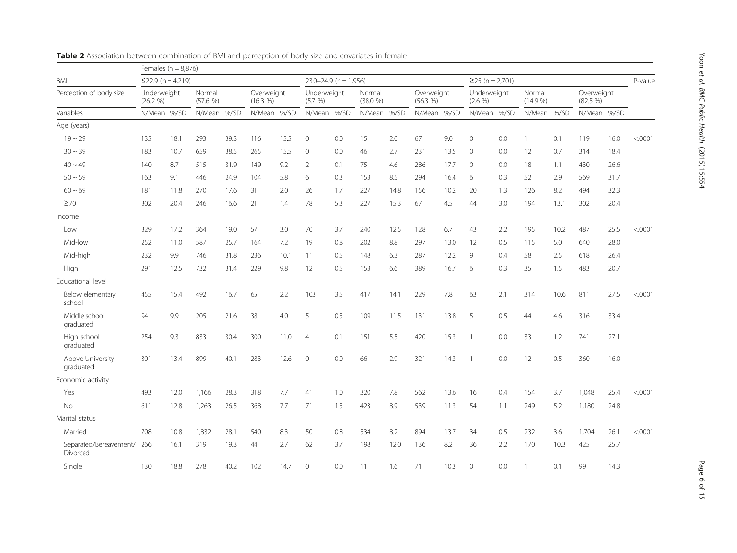**Table 2** Association between combination of BMI and perception of body size and covariates in female

| | Females (n = 8,876) | | | | | | | | | | | | | | | | | | |
|---|---|---|---|---|---|---|---|---|---|---|---|---|---|---|---|---|---|---|---|
| BMI | ≦22.9 (n = 4,219) | | | | | | 23.0–24.9 (n = 1,956) | | | | | | ≥25 (n = 2,701) | | | | | | P-value |
| Perception of body size | Underweight (26.2 %) | | Normal (57.6 %) | | Overweight (16.3 %) | | Underweight (5.7 %) | | Normal (38.0 %) | | Overweight (56.3 %) | | Underweight (2.6 %) | | Normal (14.9 %) | | Overweight (82.5 %) | | |
| Variables | N/Mean | %/SD | N/Mean | %/SD | N/Mean | %/SD | N/Mean | %/SD | N/Mean | %/SD | N/Mean | %/SD | N/Mean | %/SD | N/Mean | %/SD | N/Mean | %/SD | |
| Age (years) | | | | | | | | | | | | | | | | | | | |
| 19 ~ 29 | 135 | 18.1 | 293 | 39.3 | 116 | 15.5 | 0 | 0.0 | 15 | 2.0 | 67 | 9.0 | 0 | 0.0 | 1 | 0.1 | 119 | 16.0 | <.0001 |
| 30 ~ 39 | 183 | 10.7 | 659 | 38.5 | 265 | 15.5 | 0 | 0.0 | 46 | 2.7 | 231 | 13.5 | 0 | 0.0 | 12 | 0.7 | 314 | 18.4 | |
| 40 ~ 49 | 140 | 8.7 | 515 | 31.9 | 149 | 9.2 | 2 | 0.1 | 75 | 4.6 | 286 | 17.7 | 0 | 0.0 | 18 | 1.1 | 430 | 26.6 | |
| 50 ~ 59 | 163 | 9.1 | 446 | 24.9 | 104 | 5.8 | 6 | 0.3 | 153 | 8.5 | 294 | 16.4 | 6 | 0.3 | 52 | 2.9 | 569 | 31.7 | |
| 60 ~ 69 | 181 | 11.8 | 270 | 17.6 | 31 | 2.0 | 26 | 1.7 | 227 | 14.8 | 156 | 10.2 | 20 | 1.3 | 126 | 8.2 | 494 | 32.3 | |
| ≥70 | 302 | 20.4 | 246 | 16.6 | 21 | 1.4 | 78 | 5.3 | 227 | 15.3 | 67 | 4.5 | 44 | 3.0 | 194 | 13.1 | 302 | 20.4 | |
| Income | | | | | | | | | | | | | | | | | | | |
| Low | 329 | 17.2 | 364 | 19.0 | 57 | 3.0 | 70 | 3.7 | 240 | 12.5 | 128 | 6.7 | 43 | 2.2 | 195 | 10.2 | 487 | 25.5 | <.0001 |
| Mid-low | 252 | 11.0 | 587 | 25.7 | 164 | 7.2 | 19 | 0.8 | 202 | 8.8 | 297 | 13.0 | 12 | 0.5 | 115 | 5.0 | 640 | 28.0 | |
| Mid-high | 232 | 9.9 | 746 | 31.8 | 236 | 10.1 | 11 | 0.5 | 148 | 6.3 | 287 | 12.2 | 9 | 0.4 | 58 | 2.5 | 618 | 26.4 | |
| High | 291 | 12.5 | 732 | 31.4 | 229 | 9.8 | 12 | 0.5 | 153 | 6.6 | 389 | 16.7 | 6 | 0.3 | 35 | 1.5 | 483 | 20.7 | |
| Educational level | | | | | | | | | | | | | | | | | | | |
| Below elementary school | 455 | 15.4 | 492 | 16.7 | 65 | 2.2 | 103 | 3.5 | 417 | 14.1 | 229 | 7.8 | 63 | 2.1 | 314 | 10.6 | 811 | 27.5 | <.0001 |
| Middle school graduated | 94 | 9.9 | 205 | 21.6 | 38 | 4.0 | 5 | 0.5 | 109 | 11.5 | 131 | 13.8 | 5 | 0.5 | 44 | 4.6 | 316 | 33.4 | |
| High school graduated | 254 | 9.3 | 833 | 30.4 | 300 | 11.0 | 4 | 0.1 | 151 | 5.5 | 420 | 15.3 | 1 | 0.0 | 33 | 1.2 | 741 | 27.1 | |
| Above University graduated | 301 | 13.4 | 899 | 40.1 | 283 | 12.6 | 0 | 0.0 | 66 | 2.9 | 321 | 14.3 | 1 | 0.0 | 12 | 0.5 | 360 | 16.0 | |
| Economic activity | | | | | | | | | | | | | | | | | | | |
| Yes | 493 | 12.0 | 1,166 | 28.3 | 318 | 7.7 | 41 | 1.0 | 320 | 7.8 | 562 | 13.6 | 16 | 0.4 | 154 | 3.7 | 1,048 | 25.4 | <.0001 |
| No | 611 | 12.8 | 1,263 | 26.5 | 368 | 7.7 | 71 | 1.5 | 423 | 8.9 | 539 | 11.3 | 54 | 1.1 | 249 | 5.2 | 1,180 | 24.8 | |
| Marital status | | | | | | | | | | | | | | | | | | | |
| Married | 708 | 10.8 | 1,832 | 28.1 | 540 | 8.3 | 50 | 0.8 | 534 | 8.2 | 894 | 13.7 | 34 | 0.5 | 232 | 3.6 | 1,704 | 26.1 | <.0001 |
| Separated/Bereavement/ Divorced | 266 | 16.1 | 319 | 19.3 | 44 | 2.7 | 62 | 3.7 | 198 | 12.0 | 136 | 8.2 | 36 | 2.2 | 170 | 10.3 | 425 | 25.7 | |
| Single | 130 | 18.8 | 278 | 40.2 | 102 | 14.7 | 0 | 0.0 | 11 | 1.6 | 71 | 10.3 | 0 | 0.0 | 1 | 0.1 | 99 | 14.3 | |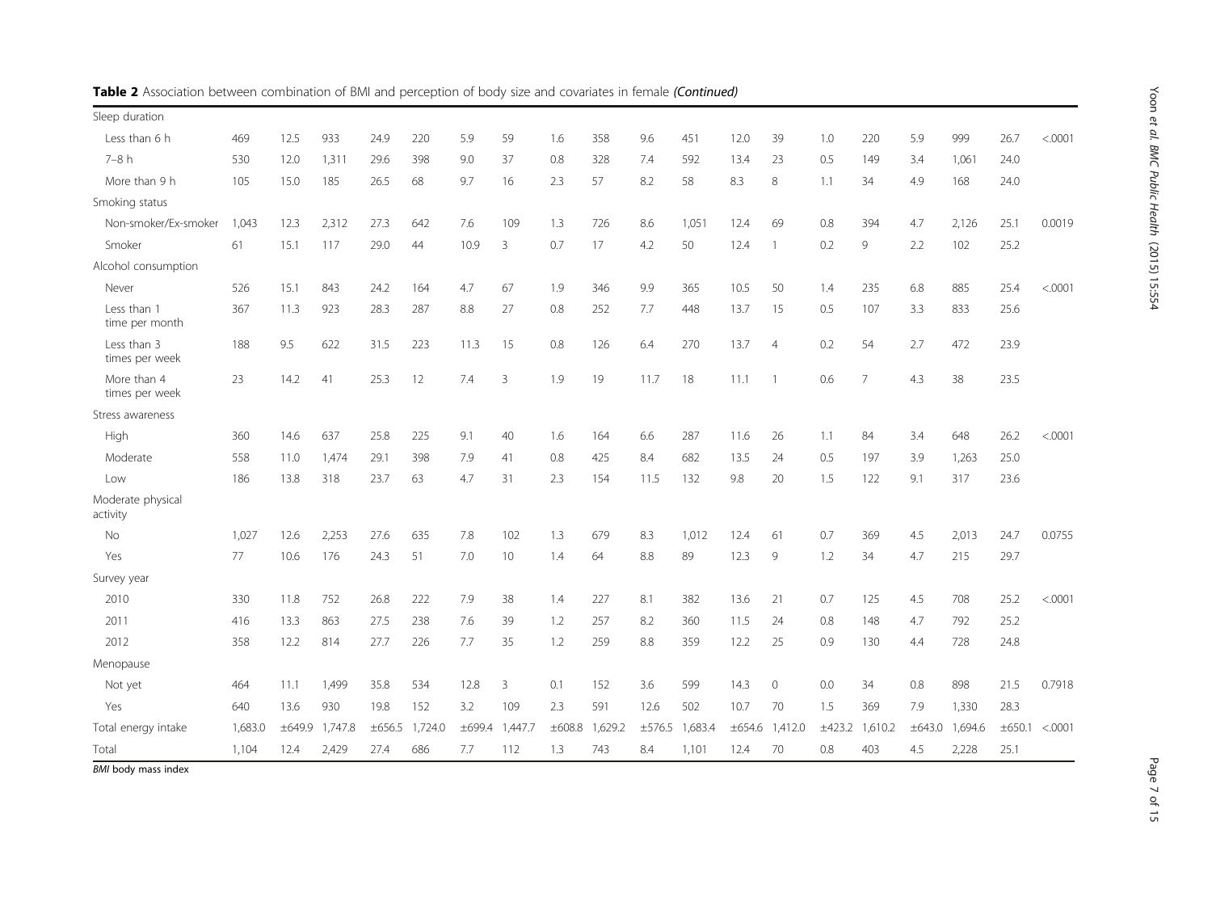**Table 2** Association between combination of BMI and perception of body size and covariates in female *(Continued)*

| | | | | | | | | | | | | | | | | | | | |
|---|---|---|---|---|---|---|---|---|---|---|---|---|---|---|---|---|---|---|---|
| Sleep duration | | | | | | | | | | | | | | | | | | | |
| Less than 6 h | 469 | 12.5 | 933 | 24.9 | 220 | 5.9 | 59 | 1.6 | 358 | 9.6 | 451 | 12.0 | 39 | 1.0 | 220 | 5.9 | 999 | 26.7 | <.0001 |
| 7–8 h | 530 | 12.0 | 1,311 | 29.6 | 398 | 9.0 | 37 | 0.8 | 328 | 7.4 | 592 | 13.4 | 23 | 0.5 | 149 | 3.4 | 1,061 | 24.0 | |
| More than 9 h | 105 | 15.0 | 185 | 26.5 | 68 | 9.7 | 16 | 2.3 | 57 | 8.2 | 58 | 8.3 | 8 | 1.1 | 34 | 4.9 | 168 | 24.0 | |
| Smoking status | | | | | | | | | | | | | | | | | | | |
| Non-smoker/Ex-smoker | 1,043 | 12.3 | 2,312 | 27.3 | 642 | 7.6 | 109 | 1.3 | 726 | 8.6 | 1,051 | 12.4 | 69 | 0.8 | 394 | 4.7 | 2,126 | 25.1 | 0.0019 |
| Smoker | 61 | 15.1 | 117 | 29.0 | 44 | 10.9 | 3 | 0.7 | 17 | 4.2 | 50 | 12.4 | 1 | 0.2 | 9 | 2.2 | 102 | 25.2 | |
| Alcohol consumption | | | | | | | | | | | | | | | | | | | |
| Never | 526 | 15.1 | 843 | 24.2 | 164 | 4.7 | 67 | 1.9 | 346 | 9.9 | 365 | 10.5 | 50 | 1.4 | 235 | 6.8 | 885 | 25.4 | <.0001 |
| Less than 1 time per month | 367 | 11.3 | 923 | 28.3 | 287 | 8.8 | 27 | 0.8 | 252 | 7.7 | 448 | 13.7 | 15 | 0.5 | 107 | 3.3 | 833 | 25.6 | |
| Less than 3 times per week | 188 | 9.5 | 622 | 31.5 | 223 | 11.3 | 15 | 0.8 | 126 | 6.4 | 270 | 13.7 | 4 | 0.2 | 54 | 2.7 | 472 | 23.9 | |
| More than 4 times per week | 23 | 14.2 | 41 | 25.3 | 12 | 7.4 | 3 | 1.9 | 19 | 11.7 | 18 | 11.1 | 1 | 0.6 | 7 | 4.3 | 38 | 23.5 | |
| Stress awareness | | | | | | | | | | | | | | | | | | | |
| High | 360 | 14.6 | 637 | 25.8 | 225 | 9.1 | 40 | 1.6 | 164 | 6.6 | 287 | 11.6 | 26 | 1.1 | 84 | 3.4 | 648 | 26.2 | <.0001 |
| Moderate | 558 | 11.0 | 1,474 | 29.1 | 398 | 7.9 | 41 | 0.8 | 425 | 8.4 | 682 | 13.5 | 24 | 0.5 | 197 | 3.9 | 1,263 | 25.0 | |
| Low | 186 | 13.8 | 318 | 23.7 | 63 | 4.7 | 31 | 2.3 | 154 | 11.5 | 132 | 9.8 | 20 | 1.5 | 122 | 9.1 | 317 | 23.6 | |
| Moderate physical activity | | | | | | | | | | | | | | | | | | | |
| No | 1,027 | 12.6 | 2,253 | 27.6 | 635 | 7.8 | 102 | 1.3 | 679 | 8.3 | 1,012 | 12.4 | 61 | 0.7 | 369 | 4.5 | 2,013 | 24.7 | 0.0755 |
| Yes | 77 | 10.6 | 176 | 24.3 | 51 | 7.0 | 10 | 1.4 | 64 | 8.8 | 89 | 12.3 | 9 | 1.2 | 34 | 4.7 | 215 | 29.7 | |
| Survey year | | | | | | | | | | | | | | | | | | | |
| 2010 | 330 | 11.8 | 752 | 26.8 | 222 | 7.9 | 38 | 1.4 | 227 | 8.1 | 382 | 13.6 | 21 | 0.7 | 125 | 4.5 | 708 | 25.2 | <.0001 |
| 2011 | 416 | 13.3 | 863 | 27.5 | 238 | 7.6 | 39 | 1.2 | 257 | 8.2 | 360 | 11.5 | 24 | 0.8 | 148 | 4.7 | 792 | 25.2 | |
| 2012 | 358 | 12.2 | 814 | 27.7 | 226 | 7.7 | 35 | 1.2 | 259 | 8.8 | 359 | 12.2 | 25 | 0.9 | 130 | 4.4 | 728 | 24.8 | |
| Menopause | | | | | | | | | | | | | | | | | | | |
| Not yet | 464 | 11.1 | 1,499 | 35.8 | 534 | 12.8 | 3 | 0.1 | 152 | 3.6 | 599 | 14.3 | 0 | 0.0 | 34 | 0.8 | 898 | 21.5 | 0.7918 |
| Yes | 640 | 13.6 | 930 | 19.8 | 152 | 3.2 | 109 | 2.3 | 591 | 12.6 | 502 | 10.7 | 70 | 1.5 | 369 | 7.9 | 1,330 | 28.3 | |
| Total energy intake | 1,683.0 | ±649.9 | 1,747.8 | ±656.5 | 1,724.0 | ±699.4 | 1,447.7 | ±608.8 | 1,629.2 | ±576.5 | 1,683.4 | ±654.6 | 1,412.0 | ±423.2 | 1,610.2 | ±643.0 | 1,694.6 | ±650.1 | <.0001 |
| Total | 1,104 | 12.4 | 2,429 | 27.4 | 686 | 7.7 | 112 | 1.3 | 743 | 8.4 | 1,101 | 12.4 | 70 | 0.8 | 403 | 4.5 | 2,228 | 25.1 | |

*BMI* body mass index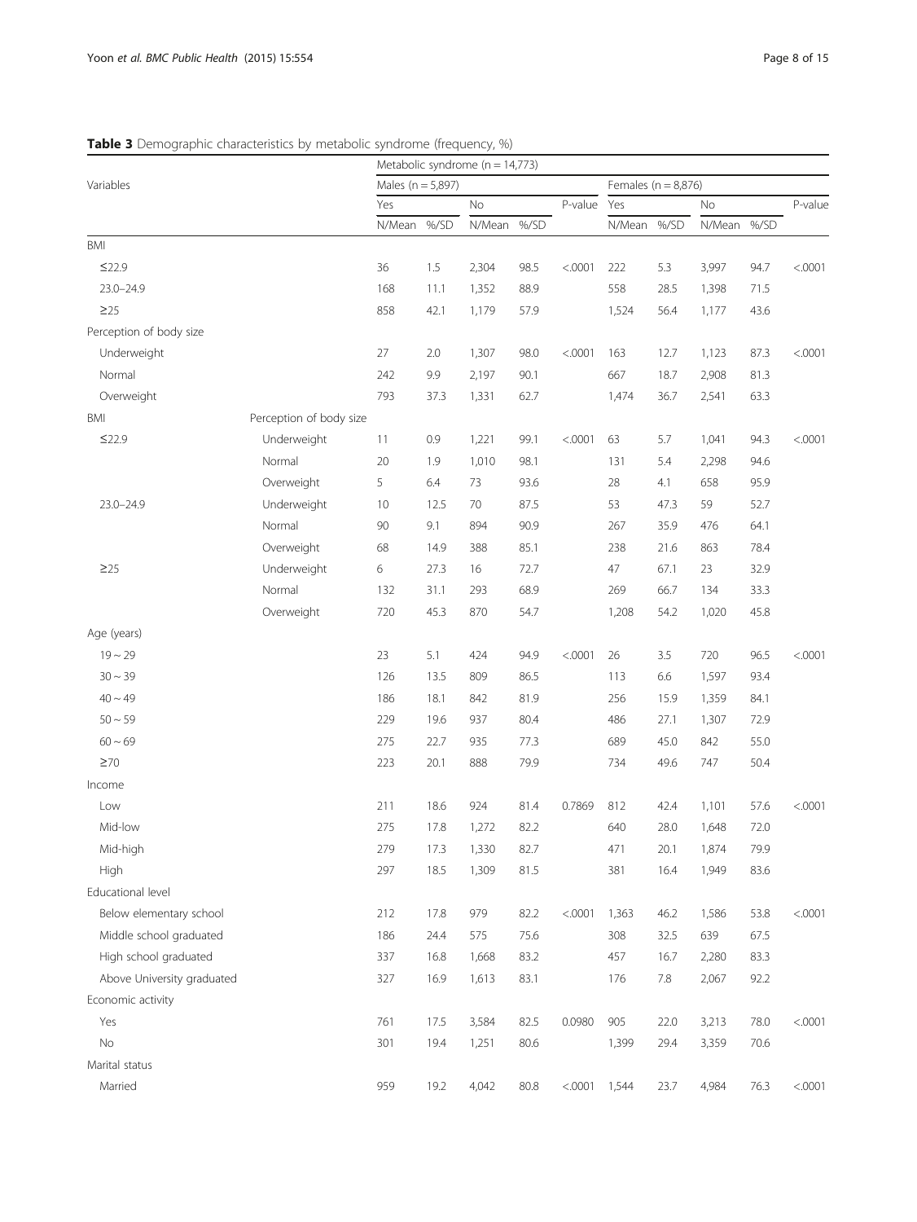**Table 3** Demographic characteristics by metabolic syndrome (frequency, %)

| Variables | | Metabolic syndrome (n = 14,773) | | | | | | | | | |
|---|---|---|---|---|---|---|---|---|---|---|---|
| | | Males (n = 5,897) | | | | | Females (n = 8,876) | | | | |
| | | Yes | | No | | P-value | Yes | | No | | P-value |
| | | N/Mean | %/SD | N/Mean | %/SD | | N/Mean | %/SD | N/Mean | %/SD | |
| BMI | | | | | | | | | | | |
| ≤22.9 | | 36 | 1.5 | 2,304 | 98.5 | <.0001 | 222 | 5.3 | 3,997 | 94.7 | <.0001 |
| 23.0–24.9 | | 168 | 11.1 | 1,352 | 88.9 | | 558 | 28.5 | 1,398 | 71.5 | |
| ≥25 | | 858 | 42.1 | 1,179 | 57.9 | | 1,524 | 56.4 | 1,177 | 43.6 | |
| Perception of body size | | | | | | | | | | | |
| Underweight | | 27 | 2.0 | 1,307 | 98.0 | <.0001 | 163 | 12.7 | 1,123 | 87.3 | <.0001 |
| Normal | | 242 | 9.9 | 2,197 | 90.1 | | 667 | 18.7 | 2,908 | 81.3 | |
| Overweight | | 793 | 37.3 | 1,331 | 62.7 | | 1,474 | 36.7 | 2,541 | 63.3 | |
| BMI | Perception of body size | | | | | | | | | | |
| ≤22.9 | Underweight | 11 | 0.9 | 1,221 | 99.1 | <.0001 | 63 | 5.7 | 1,041 | 94.3 | <.0001 |
| | Normal | 20 | 1.9 | 1,010 | 98.1 | | 131 | 5.4 | 2,298 | 94.6 | |
| | Overweight | 5 | 6.4 | 73 | 93.6 | | 28 | 4.1 | 658 | 95.9 | |
| 23.0–24.9 | Underweight | 10 | 12.5 | 70 | 87.5 | | 53 | 47.3 | 59 | 52.7 | |
| | Normal | 90 | 9.1 | 894 | 90.9 | | 267 | 35.9 | 476 | 64.1 | |
| | Overweight | 68 | 14.9 | 388 | 85.1 | | 238 | 21.6 | 863 | 78.4 | |
| ≥25 | Underweight | 6 | 27.3 | 16 | 72.7 | | 47 | 67.1 | 23 | 32.9 | |
| | Normal | 132 | 31.1 | 293 | 68.9 | | 269 | 66.7 | 134 | 33.3 | |
| | Overweight | 720 | 45.3 | 870 | 54.7 | | 1,208 | 54.2 | 1,020 | 45.8 | |
| Age (years) | | | | | | | | | | | |
| 19 ~ 29 | | 23 | 5.1 | 424 | 94.9 | <.0001 | 26 | 3.5 | 720 | 96.5 | <.0001 |
| 30 ~ 39 | | 126 | 13.5 | 809 | 86.5 | | 113 | 6.6 | 1,597 | 93.4 | |
| 40 ~ 49 | | 186 | 18.1 | 842 | 81.9 | | 256 | 15.9 | 1,359 | 84.1 | |
| 50 ~ 59 | | 229 | 19.6 | 937 | 80.4 | | 486 | 27.1 | 1,307 | 72.9 | |
| 60 ~ 69 | | 275 | 22.7 | 935 | 77.3 | | 689 | 45.0 | 842 | 55.0 | |
| ≥70 | | 223 | 20.1 | 888 | 79.9 | | 734 | 49.6 | 747 | 50.4 | |
| Income | | | | | | | | | | | |
| Low | | 211 | 18.6 | 924 | 81.4 | 0.7869 | 812 | 42.4 | 1,101 | 57.6 | <.0001 |
| Mid-low | | 275 | 17.8 | 1,272 | 82.2 | | 640 | 28.0 | 1,648 | 72.0 | |
| Mid-high | | 279 | 17.3 | 1,330 | 82.7 | | 471 | 20.1 | 1,874 | 79.9 | |
| High | | 297 | 18.5 | 1,309 | 81.5 | | 381 | 16.4 | 1,949 | 83.6 | |
| Educational level | | | | | | | | | | | |
| Below elementary school | | 212 | 17.8 | 979 | 82.2 | <.0001 | 1,363 | 46.2 | 1,586 | 53.8 | <.0001 |
| Middle school graduated | | 186 | 24.4 | 575 | 75.6 | | 308 | 32.5 | 639 | 67.5 | |
| High school graduated | | 337 | 16.8 | 1,668 | 83.2 | | 457 | 16.7 | 2,280 | 83.3 | |
| Above University graduated | | 327 | 16.9 | 1,613 | 83.1 | | 176 | 7.8 | 2,067 | 92.2 | |
| Economic activity | | | | | | | | | | | |
| Yes | | 761 | 17.5 | 3,584 | 82.5 | 0.0980 | 905 | 22.0 | 3,213 | 78.0 | <.0001 |
| No | | 301 | 19.4 | 1,251 | 80.6 | | 1,399 | 29.4 | 3,359 | 70.6 | |
| Marital status | | | | | | | | | | | |
| Married | | 959 | 19.2 | 4,042 | 80.8 | <.0001 | 1,544 | 23.7 | 4,984 | 76.3 | <.0001 |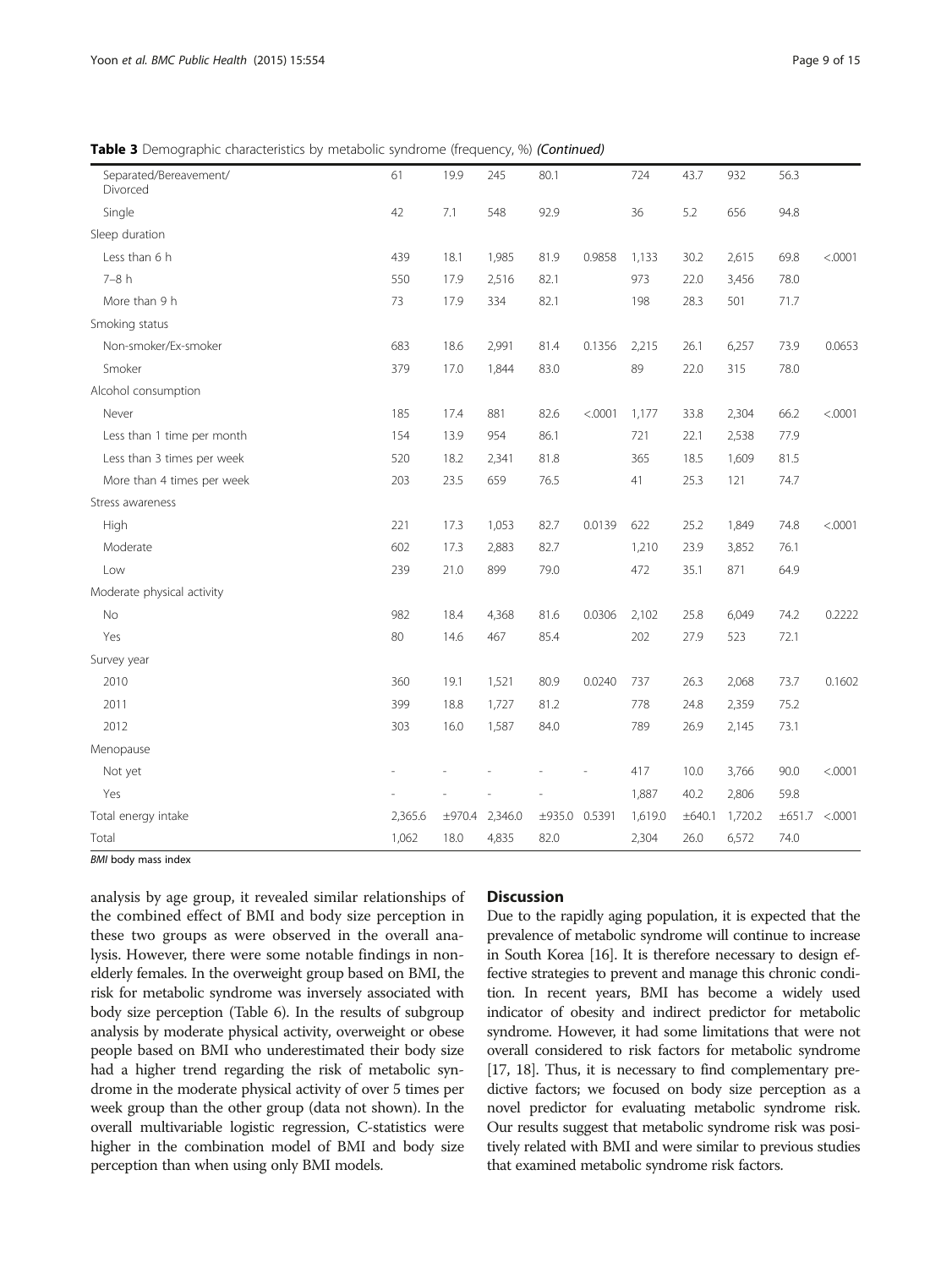**Table 3** Demographic characteristics by metabolic syndrome (frequency, %) *(Continued)*

| | | | | | | | | | | |
|---|---|---|---|---|---|---|---|---|---|---|
| Separated/Bereavement/ Divorced | 61 | 19.9 | 245 | 80.1 | | 724 | 43.7 | 932 | 56.3 | |
| Single | 42 | 7.1 | 548 | 92.9 | | 36 | 5.2 | 656 | 94.8 | |
| Sleep duration | | | | | | | | | | |
| Less than 6 h | 439 | 18.1 | 1,985 | 81.9 | 0.9858 | 1,133 | 30.2 | 2,615 | 69.8 | <.0001 |
| 7–8 h | 550 | 17.9 | 2,516 | 82.1 | | 973 | 22.0 | 3,456 | 78.0 | |
| More than 9 h | 73 | 17.9 | 334 | 82.1 | | 198 | 28.3 | 501 | 71.7 | |
| Smoking status | | | | | | | | | | |
| Non-smoker/Ex-smoker | 683 | 18.6 | 2,991 | 81.4 | 0.1356 | 2,215 | 26.1 | 6,257 | 73.9 | 0.0653 |
| Smoker | 379 | 17.0 | 1,844 | 83.0 | | 89 | 22.0 | 315 | 78.0 | |
| Alcohol consumption | | | | | | | | | | |
| Never | 185 | 17.4 | 881 | 82.6 | <.0001 | 1,177 | 33.8 | 2,304 | 66.2 | <.0001 |
| Less than 1 time per month | 154 | 13.9 | 954 | 86.1 | | 721 | 22.1 | 2,538 | 77.9 | |
| Less than 3 times per week | 520 | 18.2 | 2,341 | 81.8 | | 365 | 18.5 | 1,609 | 81.5 | |
| More than 4 times per week | 203 | 23.5 | 659 | 76.5 | | 41 | 25.3 | 121 | 74.7 | |
| Stress awareness | | | | | | | | | | |
| High | 221 | 17.3 | 1,053 | 82.7 | 0.0139 | 622 | 25.2 | 1,849 | 74.8 | <.0001 |
| Moderate | 602 | 17.3 | 2,883 | 82.7 | | 1,210 | 23.9 | 3,852 | 76.1 | |
| Low | 239 | 21.0 | 899 | 79.0 | | 472 | 35.1 | 871 | 64.9 | |
| Moderate physical activity | | | | | | | | | | |
| No | 982 | 18.4 | 4,368 | 81.6 | 0.0306 | 2,102 | 25.8 | 6,049 | 74.2 | 0.2222 |
| Yes | 80 | 14.6 | 467 | 85.4 | | 202 | 27.9 | 523 | 72.1 | |
| Survey year | | | | | | | | | | |
| 2010 | 360 | 19.1 | 1,521 | 80.9 | 0.0240 | 737 | 26.3 | 2,068 | 73.7 | 0.1602 |
| 2011 | 399 | 18.8 | 1,727 | 81.2 | | 778 | 24.8 | 2,359 | 75.2 | |
| 2012 | 303 | 16.0 | 1,587 | 84.0 | | 789 | 26.9 | 2,145 | 73.1 | |
| Menopause | | | | | | | | | | |
| Not yet | - | - | - | - | - | 417 | 10.0 | 3,766 | 90.0 | <.0001 |
| Yes | - | - | - | - | | 1,887 | 40.2 | 2,806 | 59.8 | |
| Total energy intake | 2,365.6 | ±970.4 | 2,346.0 | ±935.0 | 0.5391 | 1,619.0 | ±640.1 | 1,720.2 | ±651.7 | <.0001 |
| Total | 1,062 | 18.0 | 4,835 | 82.0 | | 2,304 | 26.0 | 6,572 | 74.0 | |

*BMI* body mass index

analysis by age group, it revealed similar relationships of the combined effect of BMI and body size perception in these two groups as were observed in the overall analysis. However, there were some notable findings in non-elderly females. In the overweight group based on BMI, the risk for metabolic syndrome was inversely associated with body size perception (Table 6). In the results of subgroup analysis by moderate physical activity, overweight or obese people based on BMI who underestimated their body size had a higher trend regarding the risk of metabolic syndrome in the moderate physical activity of over 5 times per week group than the other group (data not shown). In the overall multivariable logistic regression, C-statistics were higher in the combination model of BMI and body size perception than when using only BMI models.

## Discussion

Due to the rapidly aging population, it is expected that the prevalence of metabolic syndrome will continue to increase in South Korea [16]. It is therefore necessary to design effective strategies to prevent and manage this chronic condition. In recent years, BMI has become a widely used indicator of obesity and indirect predictor for metabolic syndrome. However, it had some limitations that were not overall considered to risk factors for metabolic syndrome [17, 18]. Thus, it is necessary to find complementary predictive factors; we focused on body size perception as a novel predictor for evaluating metabolic syndrome risk. Our results suggest that metabolic syndrome risk was positively related with BMI and were similar to previous studies that examined metabolic syndrome risk factors.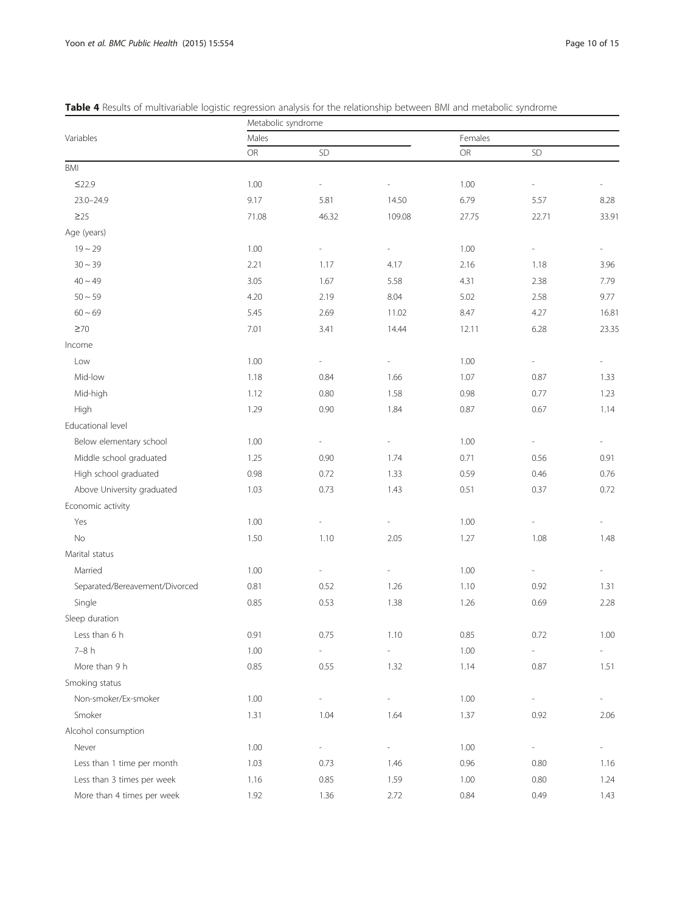**Table 4** Results of multivariable logistic regression analysis for the relationship between BMI and metabolic syndrome

| Variables | Metabolic syndrome | | | | | |
|---|---|---|---|---|---|---|
| | Males | | | Females | | |
| | OR | SD | | OR | SD | |
| BMI | | | | | | |
| ≤22.9 | 1.00 | - | - | 1.00 | - | - |
| 23.0–24.9 | 9.17 | 5.81 | 14.50 | 6.79 | 5.57 | 8.28 |
| ≥25 | 71.08 | 46.32 | 109.08 | 27.75 | 22.71 | 33.91 |
| Age (years) | | | | | | |
| 19 ~ 29 | 1.00 | - | - | 1.00 | - | - |
| 30 ~ 39 | 2.21 | 1.17 | 4.17 | 2.16 | 1.18 | 3.96 |
| 40 ~ 49 | 3.05 | 1.67 | 5.58 | 4.31 | 2.38 | 7.79 |
| 50 ~ 59 | 4.20 | 2.19 | 8.04 | 5.02 | 2.58 | 9.77 |
| 60 ~ 69 | 5.45 | 2.69 | 11.02 | 8.47 | 4.27 | 16.81 |
| ≥70 | 7.01 | 3.41 | 14.44 | 12.11 | 6.28 | 23.35 |
| Income | | | | | | |
| Low | 1.00 | - | - | 1.00 | - | - |
| Mid-low | 1.18 | 0.84 | 1.66 | 1.07 | 0.87 | 1.33 |
| Mid-high | 1.12 | 0.80 | 1.58 | 0.98 | 0.77 | 1.23 |
| High | 1.29 | 0.90 | 1.84 | 0.87 | 0.67 | 1.14 |
| Educational level | | | | | | |
| Below elementary school | 1.00 | - | - | 1.00 | - | - |
| Middle school graduated | 1.25 | 0.90 | 1.74 | 0.71 | 0.56 | 0.91 |
| High school graduated | 0.98 | 0.72 | 1.33 | 0.59 | 0.46 | 0.76 |
| Above University graduated | 1.03 | 0.73 | 1.43 | 0.51 | 0.37 | 0.72 |
| Economic activity | | | | | | |
| Yes | 1.00 | - | - | 1.00 | - | - |
| No | 1.50 | 1.10 | 2.05 | 1.27 | 1.08 | 1.48 |
| Marital status | | | | | | |
| Married | 1.00 | - | - | 1.00 | - | - |
| Separated/Bereavement/Divorced | 0.81 | 0.52 | 1.26 | 1.10 | 0.92 | 1.31 |
| Single | 0.85 | 0.53 | 1.38 | 1.26 | 0.69 | 2.28 |
| Sleep duration | | | | | | |
| Less than 6 h | 0.91 | 0.75 | 1.10 | 0.85 | 0.72 | 1.00 |
| 7–8 h | 1.00 | - | - | 1.00 | - | - |
| More than 9 h | 0.85 | 0.55 | 1.32 | 1.14 | 0.87 | 1.51 |
| Smoking status | | | | | | |
| Non-smoker/Ex-smoker | 1.00 | - | - | 1.00 | - | - |
| Smoker | 1.31 | 1.04 | 1.64 | 1.37 | 0.92 | 2.06 |
| Alcohol consumption | | | | | | |
| Never | 1.00 | - | - | 1.00 | - | - |
| Less than 1 time per month | 1.03 | 0.73 | 1.46 | 0.96 | 0.80 | 1.16 |
| Less than 3 times per week | 1.16 | 0.85 | 1.59 | 1.00 | 0.80 | 1.24 |
| More than 4 times per week | 1.92 | 1.36 | 2.72 | 0.84 | 0.49 | 1.43 |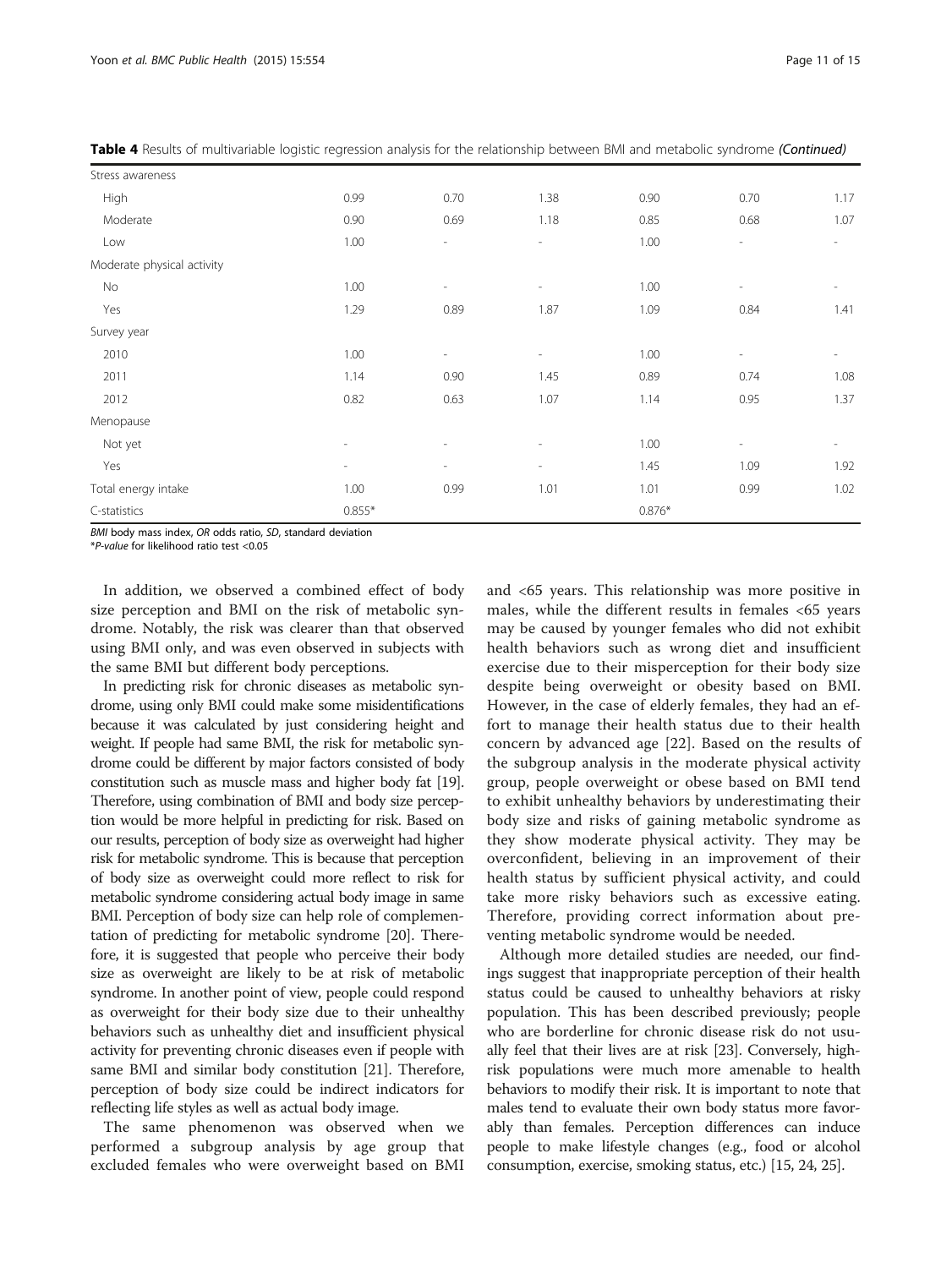**Table 4** Results of multivariable logistic regression analysis for the relationship between BMI and metabolic syndrome *(Continued)*

| | | | | | | |
|---|---|---|---|---|---|---|
| Stress awareness | | | | | | |
| High | 0.99 | 0.70 | 1.38 | 0.90 | 0.70 | 1.17 |
| Moderate | 0.90 | 0.69 | 1.18 | 0.85 | 0.68 | 1.07 |
| Low | 1.00 | - | - | 1.00 | - | - |
| Moderate physical activity | | | | | | |
| No | 1.00 | - | - | 1.00 | - | - |
| Yes | 1.29 | 0.89 | 1.87 | 1.09 | 0.84 | 1.41 |
| Survey year | | | | | | |
| 2010 | 1.00 | - | - | 1.00 | - | - |
| 2011 | 1.14 | 0.90 | 1.45 | 0.89 | 0.74 | 1.08 |
| 2012 | 0.82 | 0.63 | 1.07 | 1.14 | 0.95 | 1.37 |
| Menopause | | | | | | |
| Not yet | - | - | - | 1.00 | - | - |
| Yes | - | - | - | 1.45 | 1.09 | 1.92 |
| Total energy intake | 1.00 | 0.99 | 1.01 | 1.01 | 0.99 | 1.02 |
| C-statistics | 0.855* | | | 0.876* | | |

*BMI* body mass index, *OR* odds ratio, *SD*, standard deviation

\**P-value* for likelihood ratio test <0.05

In addition, we observed a combined effect of body size perception and BMI on the risk of metabolic syndrome. Notably, the risk was clearer than that observed using BMI only, and was even observed in subjects with the same BMI but different body perceptions.

In predicting risk for chronic diseases as metabolic syndrome, using only BMI could make some misidentifications because it was calculated by just considering height and weight. If people had same BMI, the risk for metabolic syndrome could be different by major factors consisted of body constitution such as muscle mass and higher body fat [19]. Therefore, using combination of BMI and body size perception would be more helpful in predicting for risk. Based on our results, perception of body size as overweight had higher risk for metabolic syndrome. This is because that perception of body size as overweight could more reflect to risk for metabolic syndrome considering actual body image in same BMI. Perception of body size can help role of complementation of predicting for metabolic syndrome [20]. Therefore, it is suggested that people who perceive their body size as overweight are likely to be at risk of metabolic syndrome. In another point of view, people could respond as overweight for their body size due to their unhealthy behaviors such as unhealthy diet and insufficient physical activity for preventing chronic diseases even if people with same BMI and similar body constitution [21]. Therefore, perception of body size could be indirect indicators for reflecting life styles as well as actual body image.

The same phenomenon was observed when we performed a subgroup analysis by age group that excluded females who were overweight based on BMI and <65 years. This relationship was more positive in males, while the different results in females <65 years may be caused by younger females who did not exhibit health behaviors such as wrong diet and insufficient exercise due to their misperception for their body size despite being overweight or obesity based on BMI. However, in the case of elderly females, they had an effort to manage their health status due to their health concern by advanced age [22]. Based on the results of the subgroup analysis in the moderate physical activity group, people overweight or obese based on BMI tend to exhibit unhealthy behaviors by underestimating their body size and risks of gaining metabolic syndrome as they show moderate physical activity. They may be overconfident, believing in an improvement of their health status by sufficient physical activity, and could take more risky behaviors such as excessive eating. Therefore, providing correct information about preventing metabolic syndrome would be needed.

Although more detailed studies are needed, our findings suggest that inappropriate perception of their health status could be caused to unhealthy behaviors at risky population. This has been described previously; people who are borderline for chronic disease risk do not usually feel that their lives are at risk [23]. Conversely, high-risk populations were much more amenable to health behaviors to modify their risk. It is important to note that males tend to evaluate their own body status more favorably than females. Perception differences can induce people to make lifestyle changes (e.g., food or alcohol consumption, exercise, smoking status, etc.) [15, 24, 25].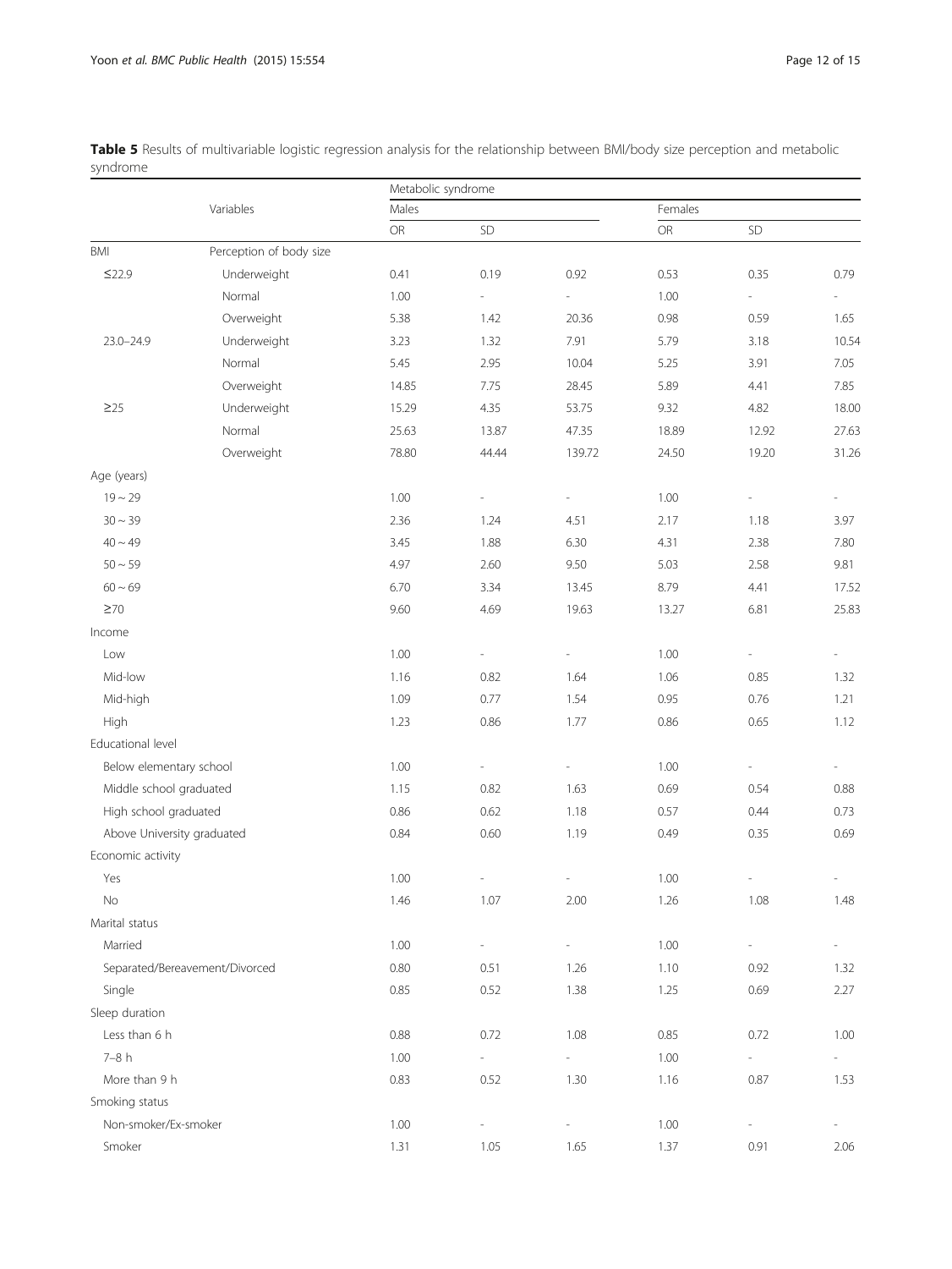**Table 5** Results of multivariable logistic regression analysis for the relationship between BMI/body size perception and metabolic syndrome

| Variables | | Metabolic syndrome | | | | | |
|---|---|---|---|---|---|---|---|
| | | Males | | | Females | | |
| | | OR | SD | | OR | SD | |
| BMI | Perception of body size | | | | | | |
| ≤22.9 | Underweight | 0.41 | 0.19 | 0.92 | 0.53 | 0.35 | 0.79 |
| | Normal | 1.00 | - | - | 1.00 | - | - |
| | Overweight | 5.38 | 1.42 | 20.36 | 0.98 | 0.59 | 1.65 |
| 23.0–24.9 | Underweight | 3.23 | 1.32 | 7.91 | 5.79 | 3.18 | 10.54 |
| | Normal | 5.45 | 2.95 | 10.04 | 5.25 | 3.91 | 7.05 |
| | Overweight | 14.85 | 7.75 | 28.45 | 5.89 | 4.41 | 7.85 |
| ≥25 | Underweight | 15.29 | 4.35 | 53.75 | 9.32 | 4.82 | 18.00 |
| | Normal | 25.63 | 13.87 | 47.35 | 18.89 | 12.92 | 27.63 |
| | Overweight | 78.80 | 44.44 | 139.72 | 24.50 | 19.20 | 31.26 |
| Age (years) | | | | | | | |
| 19 ~ 29 | | 1.00 | - | - | 1.00 | - | - |
| 30 ~ 39 | | 2.36 | 1.24 | 4.51 | 2.17 | 1.18 | 3.97 |
| 40 ~ 49 | | 3.45 | 1.88 | 6.30 | 4.31 | 2.38 | 7.80 |
| 50 ~ 59 | | 4.97 | 2.60 | 9.50 | 5.03 | 2.58 | 9.81 |
| 60 ~ 69 | | 6.70 | 3.34 | 13.45 | 8.79 | 4.41 | 17.52 |
| ≥70 | | 9.60 | 4.69 | 19.63 | 13.27 | 6.81 | 25.83 |
| Income | | | | | | | |
| Low | | 1.00 | - | - | 1.00 | - | - |
| Mid-low | | 1.16 | 0.82 | 1.64 | 1.06 | 0.85 | 1.32 |
| Mid-high | | 1.09 | 0.77 | 1.54 | 0.95 | 0.76 | 1.21 |
| High | | 1.23 | 0.86 | 1.77 | 0.86 | 0.65 | 1.12 |
| Educational level | | | | | | | |
| Below elementary school | | 1.00 | - | - | 1.00 | - | - |
| Middle school graduated | | 1.15 | 0.82 | 1.63 | 0.69 | 0.54 | 0.88 |
| High school graduated | | 0.86 | 0.62 | 1.18 | 0.57 | 0.44 | 0.73 |
| Above University graduated | | 0.84 | 0.60 | 1.19 | 0.49 | 0.35 | 0.69 |
| Economic activity | | | | | | | |
| Yes | | 1.00 | - | - | 1.00 | - | - |
| No | | 1.46 | 1.07 | 2.00 | 1.26 | 1.08 | 1.48 |
| Marital status | | | | | | | |
| Married | | 1.00 | - | - | 1.00 | - | - |
| Separated/Bereavement/Divorced | | 0.80 | 0.51 | 1.26 | 1.10 | 0.92 | 1.32 |
| Single | | 0.85 | 0.52 | 1.38 | 1.25 | 0.69 | 2.27 |
| Sleep duration | | | | | | | |
| Less than 6 h | | 0.88 | 0.72 | 1.08 | 0.85 | 0.72 | 1.00 |
| 7–8 h | | 1.00 | - | - | 1.00 | - | - |
| More than 9 h | | 0.83 | 0.52 | 1.30 | 1.16 | 0.87 | 1.53 |
| Smoking status | | | | | | | |
| Non-smoker/Ex-smoker | | 1.00 | - | - | 1.00 | - | - |
| Smoker | | 1.31 | 1.05 | 1.65 | 1.37 | 0.91 | 2.06 |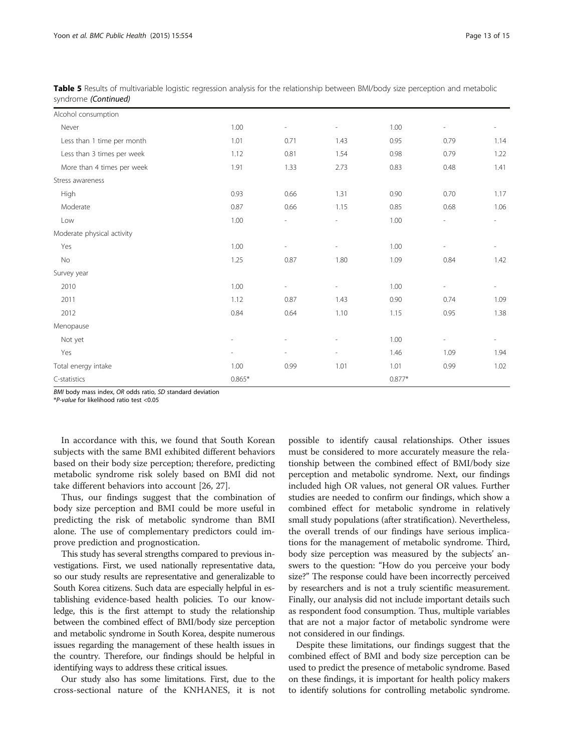**Table 5** Results of multivariable logistic regression analysis for the relationship between BMI/body size perception and metabolic syndrome *(Continued)*

| | | | | | | |
|---|---|---|---|---|---|---|
| Alcohol consumption | | | | | | |
| Never | 1.00 | - | - | 1.00 | - | - |
| Less than 1 time per month | 1.01 | 0.71 | 1.43 | 0.95 | 0.79 | 1.14 |
| Less than 3 times per week | 1.12 | 0.81 | 1.54 | 0.98 | 0.79 | 1.22 |
| More than 4 times per week | 1.91 | 1.33 | 2.73 | 0.83 | 0.48 | 1.41 |
| Stress awareness | | | | | | |
| High | 0.93 | 0.66 | 1.31 | 0.90 | 0.70 | 1.17 |
| Moderate | 0.87 | 0.66 | 1.15 | 0.85 | 0.68 | 1.06 |
| Low | 1.00 | - | - | 1.00 | - | - |
| Moderate physical activity | | | | | | |
| Yes | 1.00 | - | - | 1.00 | - | - |
| No | 1.25 | 0.87 | 1.80 | 1.09 | 0.84 | 1.42 |
| Survey year | | | | | | |
| 2010 | 1.00 | - | - | 1.00 | - | - |
| 2011 | 1.12 | 0.87 | 1.43 | 0.90 | 0.74 | 1.09 |
| 2012 | 0.84 | 0.64 | 1.10 | 1.15 | 0.95 | 1.38 |
| Menopause | | | | | | |
| Not yet | - | - | - | 1.00 | - | - |
| Yes | - | - | - | 1.46 | 1.09 | 1.94 |
| Total energy intake | 1.00 | 0.99 | 1.01 | 1.01 | 0.99 | 1.02 |
| C-statistics | 0.865* | | | 0.877* | | |

*BMI* body mass index, *OR* odds ratio, *SD* standard deviation

**P-value* for likelihood ratio test <0.05

In accordance with this, we found that South Korean subjects with the same BMI exhibited different behaviors based on their body size perception; therefore, predicting metabolic syndrome risk solely based on BMI did not take different behaviors into account [26, 27].

Thus, our findings suggest that the combination of body size perception and BMI could be more useful in predicting the risk of metabolic syndrome than BMI alone. The use of complementary predictors could improve prediction and prognostication.

This study has several strengths compared to previous investigations. First, we used nationally representative data, so our study results are representative and generalizable to South Korea citizens. Such data are especially helpful in establishing evidence-based health policies. To our knowledge, this is the first attempt to study the relationship between the combined effect of BMI/body size perception and metabolic syndrome in South Korea, despite numerous issues regarding the management of these health issues in the country. Therefore, our findings should be helpful in identifying ways to address these critical issues.

Our study also has some limitations. First, due to the cross-sectional nature of the KNHANES, it is not possible to identify causal relationships. Other issues must be considered to more accurately measure the relationship between the combined effect of BMI/body size perception and metabolic syndrome. Next, our findings included high OR values, not general OR values. Further studies are needed to confirm our findings, which show a combined effect for metabolic syndrome in relatively small study populations (after stratification). Nevertheless, the overall trends of our findings have serious implications for the management of metabolic syndrome. Third, body size perception was measured by the subjects' answers to the question: "How do you perceive your body size?" The response could have been incorrectly perceived by researchers and is not a truly scientific measurement. Finally, our analysis did not include important details such as respondent food consumption. Thus, multiple variables that are not a major factor of metabolic syndrome were not considered in our findings.

Despite these limitations, our findings suggest that the combined effect of BMI and body size perception can be used to predict the presence of metabolic syndrome. Based on these findings, it is important for health policy makers to identify solutions for controlling metabolic syndrome.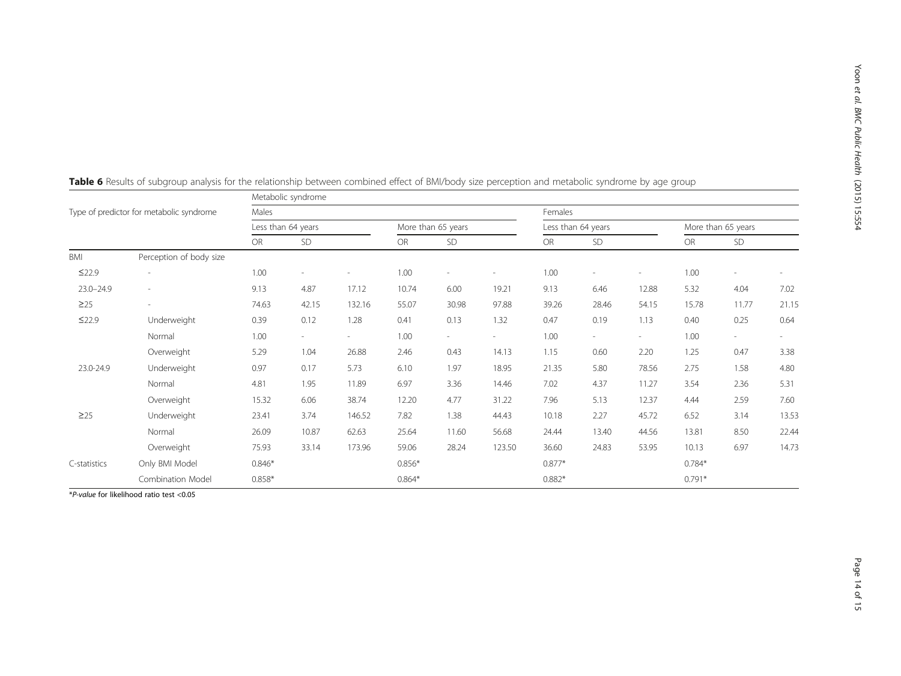**Table 6** Results of subgroup analysis for the relationship between combined effect of BMI/body size perception and metabolic syndrome by age group

| Type of predictor for metabolic syndrome | | Metabolic syndrome | | | | | | | | | | | |
|---|---|---|---|---|---|---|---|---|---|---|---|---|---|
| | | Males | | | | | | Females | | | | | |
| | | Less than 64 years | | | More than 65 years | | | Less than 64 years | | | More than 65 years | | |
| | | OR | SD | | OR | SD | | OR | SD | | OR | SD | |
| BMI | Perception of body size | | | | | | | | | | | | |
| ≤22.9 | - | 1.00 | - | - | 1.00 | - | - | 1.00 | - | - | 1.00 | - | - |
| 23.0–24.9 | - | 9.13 | 4.87 | 17.12 | 10.74 | 6.00 | 19.21 | 9.13 | 6.46 | 12.88 | 5.32 | 4.04 | 7.02 |
| ≥25 | - | 74.63 | 42.15 | 132.16 | 55.07 | 30.98 | 97.88 | 39.26 | 28.46 | 54.15 | 15.78 | 11.77 | 21.15 |
| ≤22.9 | Underweight | 0.39 | 0.12 | 1.28 | 0.41 | 0.13 | 1.32 | 0.47 | 0.19 | 1.13 | 0.40 | 0.25 | 0.64 |
| | Normal | 1.00 | - | - | 1.00 | - | - | 1.00 | - | - | 1.00 | - | - |
| | Overweight | 5.29 | 1.04 | 26.88 | 2.46 | 0.43 | 14.13 | 1.15 | 0.60 | 2.20 | 1.25 | 0.47 | 3.38 |
| 23.0-24.9 | Underweight | 0.97 | 0.17 | 5.73 | 6.10 | 1.97 | 18.95 | 21.35 | 5.80 | 78.56 | 2.75 | 1.58 | 4.80 |
| | Normal | 4.81 | 1.95 | 11.89 | 6.97 | 3.36 | 14.46 | 7.02 | 4.37 | 11.27 | 3.54 | 2.36 | 5.31 |
| | Overweight | 15.32 | 6.06 | 38.74 | 12.20 | 4.77 | 31.22 | 7.96 | 5.13 | 12.37 | 4.44 | 2.59 | 7.60 |
| ≥25 | Underweight | 23.41 | 3.74 | 146.52 | 7.82 | 1.38 | 44.43 | 10.18 | 2.27 | 45.72 | 6.52 | 3.14 | 13.53 |
| | Normal | 26.09 | 10.87 | 62.63 | 25.64 | 11.60 | 56.68 | 24.44 | 13.40 | 44.56 | 13.81 | 8.50 | 22.44 |
| | Overweight | 75.93 | 33.14 | 173.96 | 59.06 | 28.24 | 123.50 | 36.60 | 24.83 | 53.95 | 10.13 | 6.97 | 14.73 |
| C-statistics | Only BMI Model | 0.846* | | | 0.856* | | | 0.877* | | | 0.784* | | |
| | Combination Model | 0.858* | | | 0.864* | | | 0.882* | | | 0.791* | | |

**P-value* for likelihood ratio test <0.05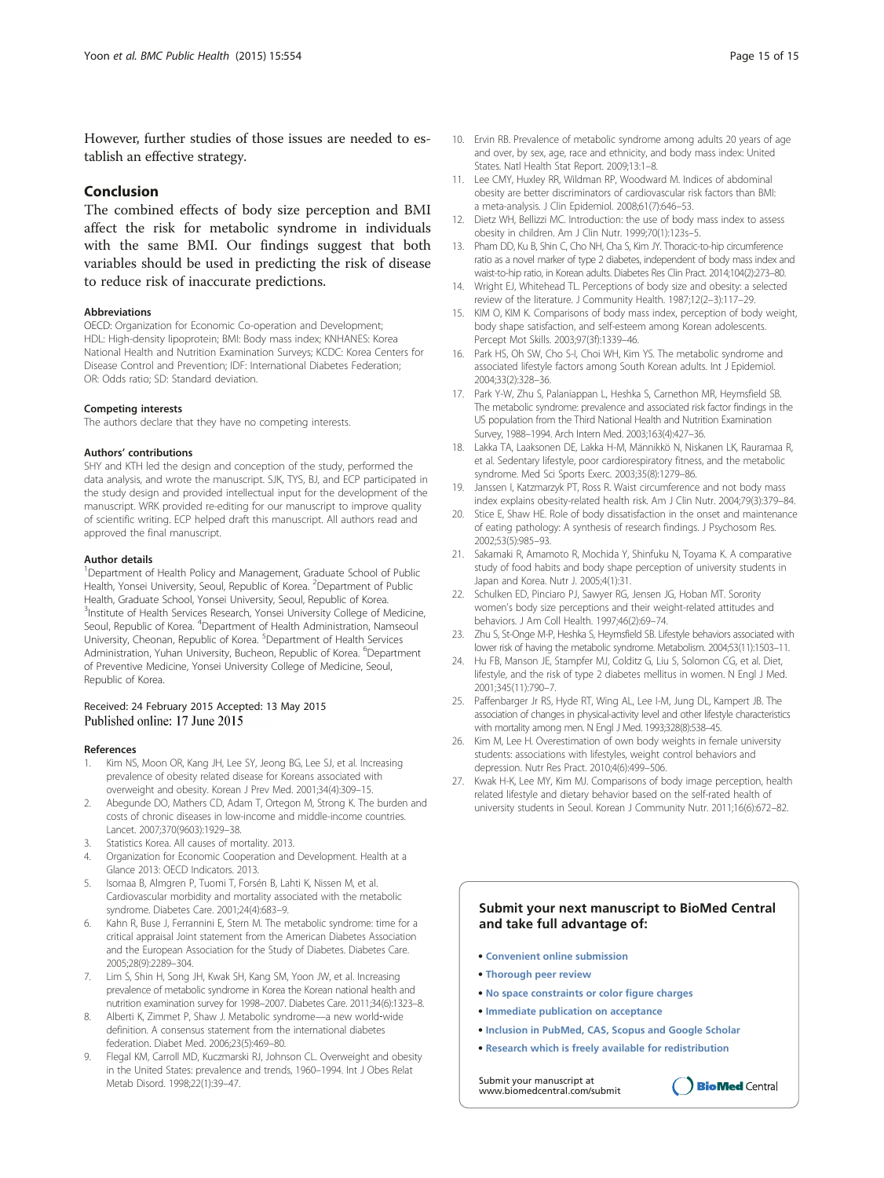However, further studies of those issues are needed to establish an effective strategy.

## Conclusion

The combined effects of body size perception and BMI affect the risk for metabolic syndrome in individuals with the same BMI. Our findings suggest that both variables should be used in predicting the risk of disease to reduce risk of inaccurate predictions.

#### Abbreviations

OECD: Organization for Economic Co-operation and Development; HDL: High-density lipoprotein; BMI: Body mass index; KNHANES: Korea National Health and Nutrition Examination Surveys; KCDC: Korea Centers for Disease Control and Prevention; IDF: International Diabetes Federation; OR: Odds ratio; SD: Standard deviation.

#### Competing interests

The authors declare that they have no competing interests.

#### Authors' contributions

SHY and KTH led the design and conception of the study, performed the data analysis, and wrote the manuscript. SJK, TYS, BJ, and ECP participated in the study design and provided intellectual input for the development of the manuscript. WRK provided re-editing for our manuscript to improve quality of scientific writing. ECP helped draft this manuscript. All authors read and approved the final manuscript.

#### Author details

[1]Department of Health Policy and Management, Graduate School of Public Health, Yonsei University, Seoul, Republic of Korea. [2]Department of Public Health, Graduate School, Yonsei University, Seoul, Republic of Korea. [3]Institute of Health Services Research, Yonsei University College of Medicine, Seoul, Republic of Korea. [4]Department of Health Administration, Namseoul University, Cheonan, Republic of Korea. [5]Department of Health Services Administration, Yuhan University, Bucheon, Republic of Korea. [6]Department of Preventive Medicine, Yonsei University College of Medicine, Seoul, Republic of Korea.

Received: 24 February 2015 Accepted: 13 May 2015
Published online: 17 June 2015

#### References

1. Kim NS, Moon OR, Kang JH, Lee SY, Jeong BG, Lee SJ, et al. Increasing prevalence of obesity related disease for Koreans associated with overweight and obesity. Korean J Prev Med. 2001;34(4):309–15.
2. Abegunde DO, Mathers CD, Adam T, Ortegon M, Strong K. The burden and costs of chronic diseases in low-income and middle-income countries. Lancet. 2007;370(9603):1929–38.
3. Statistics Korea. All causes of mortality. 2013.
4. Organization for Economic Cooperation and Development. Health at a Glance 2013: OECD Indicators. 2013.
5. Isomaa B, Almgren P, Tuomi T, Forsén B, Lahti K, Nissen M, et al. Cardiovascular morbidity and mortality associated with the metabolic syndrome. Diabetes Care. 2001;24(4):683–9.
6. Kahn R, Buse J, Ferrannini E, Stern M. The metabolic syndrome: time for a critical appraisal Joint statement from the American Diabetes Association and the European Association for the Study of Diabetes. Diabetes Care. 2005;28(9):2289–304.
7. Lim S, Shin H, Song JH, Kwak SH, Kang SM, Yoon JW, et al. Increasing prevalence of metabolic syndrome in Korea the Korean national health and nutrition examination survey for 1998–2007. Diabetes Care. 2011;34(6):1323–8.
8. Alberti K, Zimmet P, Shaw J. Metabolic syndrome—a new world-wide definition. A consensus statement from the international diabetes federation. Diabet Med. 2006;23(5):469–80.
9. Flegal KM, Carroll MD, Kuczmarski RJ, Johnson CL. Overweight and obesity in the United States: prevalence and trends, 1960–1994. Int J Obes Relat Metab Disord. 1998;22(1):39–47.
10. Ervin RB. Prevalence of metabolic syndrome among adults 20 years of age and over, by sex, age, race and ethnicity, and body mass index: United States. Natl Health Stat Report. 2009;13:1–8.
11. Lee CMY, Huxley RR, Wildman RP, Woodward M. Indices of abdominal obesity are better discriminators of cardiovascular risk factors than BMI: a meta-analysis. J Clin Epidemiol. 2008;61(7):646–53.
12. Dietz WH, Bellizzi MC. Introduction: the use of body mass index to assess obesity in children. Am J Clin Nutr. 1999;70(1):123s–5.
13. Pham DD, Ku B, Shin C, Cho NH, Cha S, Kim JY. Thoracic-to-hip circumference ratio as a novel marker of type 2 diabetes, independent of body mass index and waist-to-hip ratio, in Korean adults. Diabetes Res Clin Pract. 2014;104(2):273–80.
14. Wright EJ, Whitehead TL. Perceptions of body size and obesity: a selected review of the literature. J Community Health. 1987;12(2–3):117–29.
15. KIM O, KIM K. Comparisons of body mass index, perception of body weight, body shape satisfaction, and self-esteem among Korean adolescents. Percept Mot Skills. 2003;97(3f):1339–46.
16. Park HS, Oh SW, Cho S-I, Choi WH, Kim YS. The metabolic syndrome and associated lifestyle factors among South Korean adults. Int J Epidemiol. 2004;33(2):328–36.
17. Park Y-W, Zhu S, Palaniappan L, Heshka S, Carnethon MR, Heymsfield SB. The metabolic syndrome: prevalence and associated risk factor findings in the US population from the Third National Health and Nutrition Examination Survey, 1988–1994. Arch Intern Med. 2003;163(4):427–36.
18. Lakka TA, Laaksonen DE, Lakka H-M, Männikkö N, Niskanen LK, Rauramaa R, et al. Sedentary lifestyle, poor cardiorespiratory fitness, and the metabolic syndrome. Med Sci Sports Exerc. 2003;35(8):1279–86.
19. Janssen I, Katzmarzyk PT, Ross R. Waist circumference and not body mass index explains obesity-related health risk. Am J Clin Nutr. 2004;79(3):379–84.
20. Stice E, Shaw HE. Role of body dissatisfaction in the onset and maintenance of eating pathology: A synthesis of research findings. J Psychosom Res. 2002;53(5):985–93.
21. Sakamaki R, Amamoto R, Mochida Y, Shinfuku N, Toyama K. A comparative study of food habits and body shape perception of university students in Japan and Korea. Nutr J. 2005;4(1):31.
22. Schulken ED, Pinciaro PJ, Sawyer RG, Jensen JG, Hoban MT. Sorority women's body size perceptions and their weight-related attitudes and behaviors. J Am Coll Health. 1997;46(2):69–74.
23. Zhu S, St-Onge M-P, Heshka S, Heymsfield SB. Lifestyle behaviors associated with lower risk of having the metabolic syndrome. Metabolism. 2004;53(11):1503–11.
24. Hu FB, Manson JE, Stampfer MJ, Colditz G, Liu S, Solomon CG, et al. Diet, lifestyle, and the risk of type 2 diabetes mellitus in women. N Engl J Med. 2001;345(11):790–7.
25. Paffenbarger Jr RS, Hyde RT, Wing AL, Lee I-M, Jung DL, Kampert JB. The association of changes in physical-activity level and other lifestyle characteristics with mortality among men. N Engl J Med. 1993;328(8):538–45.
26. Kim M, Lee H. Overestimation of own body weights in female university students: associations with lifestyles, weight control behaviors and depression. Nutr Res Pract. 2010;4(6):499–506.
27. Kwak H-K, Lee MY, Kim MJ. Comparisons of body image perception, health related lifestyle and dietary behavior based on the self-rated health of university students in Seoul. Korean J Community Nutr. 2011;16(6):672–82.

**Submit your next manuscript to BioMed Central and take full advantage of:**

- Convenient online submission
- Thorough peer review
- No space constraints or color figure charges
- Immediate publication on acceptance
- Inclusion in PubMed, CAS, Scopus and Google Scholar
- Research which is freely available for redistribution

Submit your manuscript at www.biomedcentral.com/submit

BioMed Central